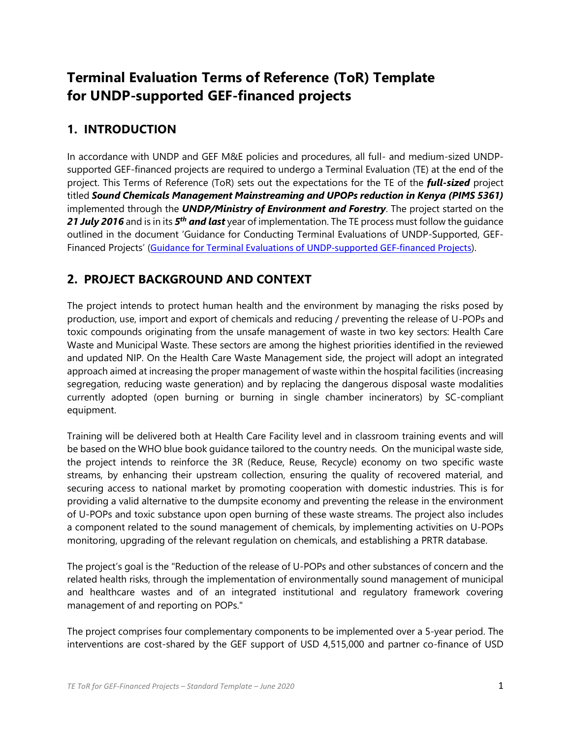# Terminal Evaluation Terms of Reference (ToR) Template for UNDP-supported GEF-financed projects

## 1. INTRODUCTION

In accordance with UNDP and GEF M&E policies and procedures, all full- and medium-sized UNDP-supported GEF-financed projects are required to undergo a Terminal Evaluation (TE) at the end of the project. This Terms of Reference (ToR) sets out the expectations for the TE of the ***full-sized*** project titled ***Sound Chemicals Management Mainstreaming and UPOPs reduction in Kenya (PIMS 5361)*** implemented through the ***UNDP/Ministry of Environment and Forestry***. The project started on the ***21 July 2016*** and is in its ***5th and last*** year of implementation. The TE process must follow the guidance outlined in the document 'Guidance for Conducting Terminal Evaluations of UNDP-Supported, GEF-Financed Projects' (Guidance for Terminal Evaluations of UNDP-supported GEF-financed Projects).

## 2. PROJECT BACKGROUND AND CONTEXT

The project intends to protect human health and the environment by managing the risks posed by production, use, import and export of chemicals and reducing / preventing the release of U-POPs and toxic compounds originating from the unsafe management of waste in two key sectors: Health Care Waste and Municipal Waste. These sectors are among the highest priorities identified in the reviewed and updated NIP. On the Health Care Waste Management side, the project will adopt an integrated approach aimed at increasing the proper management of waste within the hospital facilities (increasing segregation, reducing waste generation) and by replacing the dangerous disposal waste modalities currently adopted (open burning or burning in single chamber incinerators) by SC-compliant equipment.

Training will be delivered both at Health Care Facility level and in classroom training events and will be based on the WHO blue book guidance tailored to the country needs. On the municipal waste side, the project intends to reinforce the 3R (Reduce, Reuse, Recycle) economy on two specific waste streams, by enhancing their upstream collection, ensuring the quality of recovered material, and securing access to national market by promoting cooperation with domestic industries. This is for providing a valid alternative to the dumpsite economy and preventing the release in the environment of U-POPs and toxic substance upon open burning of these waste streams. The project also includes a component related to the sound management of chemicals, by implementing activities on U-POPs monitoring, upgrading of the relevant regulation on chemicals, and establishing a PRTR database.

The project's goal is the "Reduction of the release of U-POPs and other substances of concern and the related health risks, through the implementation of environmentally sound management of municipal and healthcare wastes and of an integrated institutional and regulatory framework covering management of and reporting on POPs."

The project comprises four complementary components to be implemented over a 5-year period. The interventions are cost-shared by the GEF support of USD 4,515,000 and partner co-finance of USD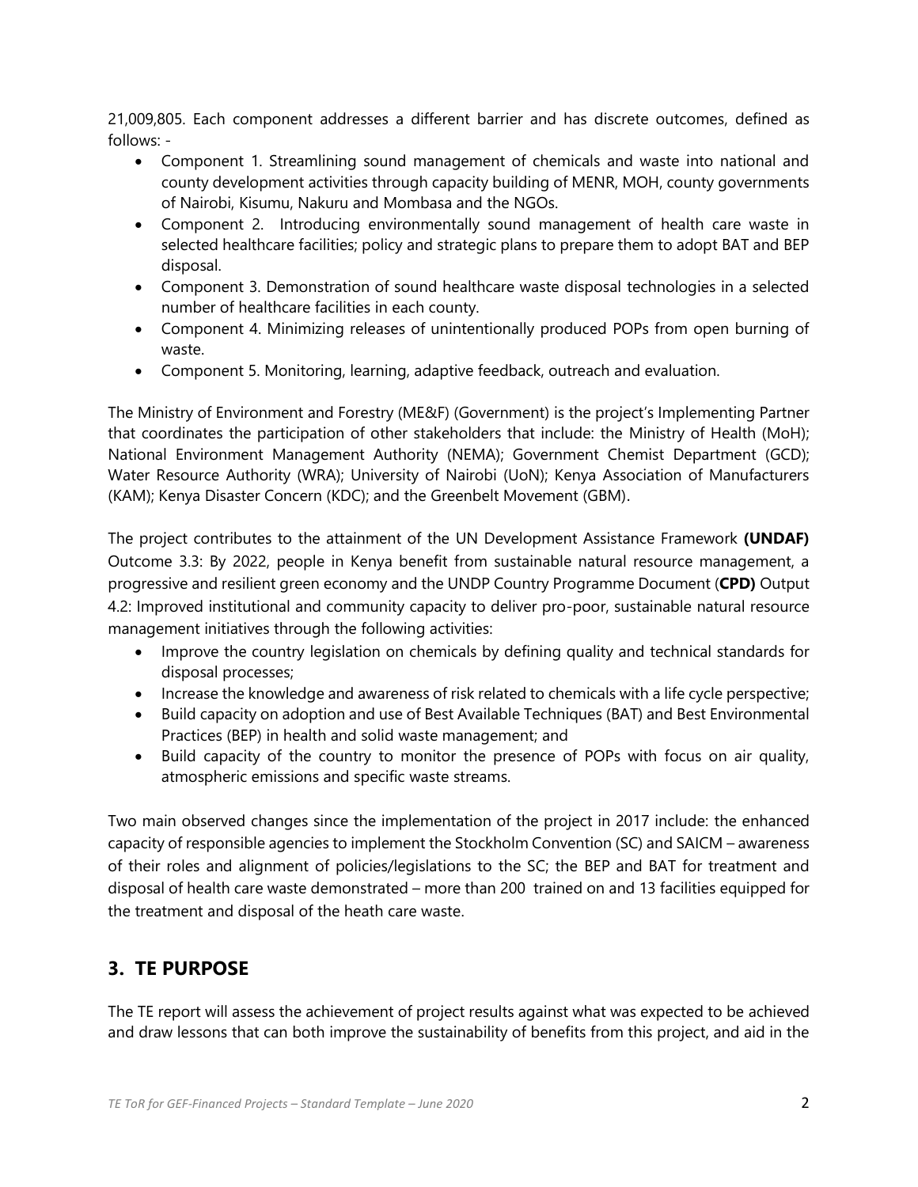21,009,805. Each component addresses a different barrier and has discrete outcomes, defined as follows: -

- Component 1. Streamlining sound management of chemicals and waste into national and county development activities through capacity building of MENR, MOH, county governments of Nairobi, Kisumu, Nakuru and Mombasa and the NGOs.
- Component 2. Introducing environmentally sound management of health care waste in selected healthcare facilities; policy and strategic plans to prepare them to adopt BAT and BEP disposal.
- Component 3. Demonstration of sound healthcare waste disposal technologies in a selected number of healthcare facilities in each county.
- Component 4. Minimizing releases of unintentionally produced POPs from open burning of waste.
- Component 5. Monitoring, learning, adaptive feedback, outreach and evaluation.

The Ministry of Environment and Forestry (ME&F) (Government) is the project's Implementing Partner that coordinates the participation of other stakeholders that include: the Ministry of Health (MoH); National Environment Management Authority (NEMA); Government Chemist Department (GCD); Water Resource Authority (WRA); University of Nairobi (UoN); Kenya Association of Manufacturers (KAM); Kenya Disaster Concern (KDC); and the Greenbelt Movement (GBM).

The project contributes to the attainment of the UN Development Assistance Framework **(UNDAF)** Outcome 3.3: By 2022, people in Kenya benefit from sustainable natural resource management, a progressive and resilient green economy and the UNDP Country Programme Document (**CPD)** Output 4.2: Improved institutional and community capacity to deliver pro-poor, sustainable natural resource management initiatives through the following activities:

- Improve the country legislation on chemicals by defining quality and technical standards for disposal processes;
- Increase the knowledge and awareness of risk related to chemicals with a life cycle perspective;
- Build capacity on adoption and use of Best Available Techniques (BAT) and Best Environmental Practices (BEP) in health and solid waste management; and
- Build capacity of the country to monitor the presence of POPs with focus on air quality, atmospheric emissions and specific waste streams.

Two main observed changes since the implementation of the project in 2017 include: the enhanced capacity of responsible agencies to implement the Stockholm Convention (SC) and SAICM – awareness of their roles and alignment of policies/legislations to the SC; the BEP and BAT for treatment and disposal of health care waste demonstrated – more than 200 trained on and 13 facilities equipped for the treatment and disposal of the heath care waste.

## 3. TE PURPOSE

The TE report will assess the achievement of project results against what was expected to be achieved and draw lessons that can both improve the sustainability of benefits from this project, and aid in the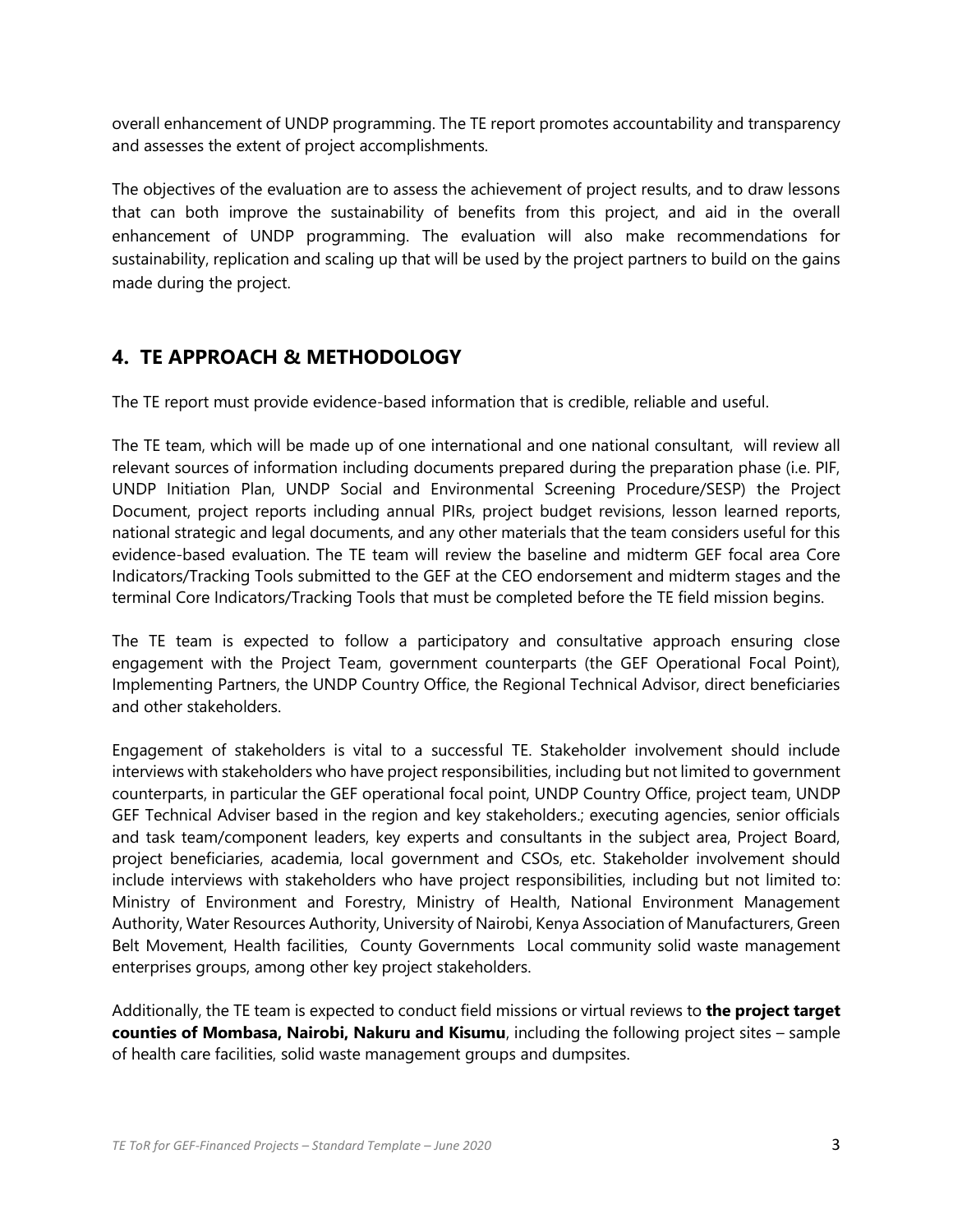overall enhancement of UNDP programming. The TE report promotes accountability and transparency and assesses the extent of project accomplishments.

The objectives of the evaluation are to assess the achievement of project results, and to draw lessons that can both improve the sustainability of benefits from this project, and aid in the overall enhancement of UNDP programming. The evaluation will also make recommendations for sustainability, replication and scaling up that will be used by the project partners to build on the gains made during the project.

## 4. TE APPROACH & METHODOLOGY

The TE report must provide evidence-based information that is credible, reliable and useful.

The TE team, which will be made up of one international and one national consultant, will review all relevant sources of information including documents prepared during the preparation phase (i.e. PIF, UNDP Initiation Plan, UNDP Social and Environmental Screening Procedure/SESP) the Project Document, project reports including annual PIRs, project budget revisions, lesson learned reports, national strategic and legal documents, and any other materials that the team considers useful for this evidence-based evaluation. The TE team will review the baseline and midterm GEF focal area Core Indicators/Tracking Tools submitted to the GEF at the CEO endorsement and midterm stages and the terminal Core Indicators/Tracking Tools that must be completed before the TE field mission begins.

The TE team is expected to follow a participatory and consultative approach ensuring close engagement with the Project Team, government counterparts (the GEF Operational Focal Point), Implementing Partners, the UNDP Country Office, the Regional Technical Advisor, direct beneficiaries and other stakeholders.

Engagement of stakeholders is vital to a successful TE. Stakeholder involvement should include interviews with stakeholders who have project responsibilities, including but not limited to government counterparts, in particular the GEF operational focal point, UNDP Country Office, project team, UNDP GEF Technical Adviser based in the region and key stakeholders.; executing agencies, senior officials and task team/component leaders, key experts and consultants in the subject area, Project Board, project beneficiaries, academia, local government and CSOs, etc. Stakeholder involvement should include interviews with stakeholders who have project responsibilities, including but not limited to: Ministry of Environment and Forestry, Ministry of Health, National Environment Management Authority, Water Resources Authority, University of Nairobi, Kenya Association of Manufacturers, Green Belt Movement, Health facilities, County Governments Local community solid waste management enterprises groups, among other key project stakeholders.

Additionally, the TE team is expected to conduct field missions or virtual reviews to **the project target counties of Mombasa, Nairobi, Nakuru and Kisumu**, including the following project sites – sample of health care facilities, solid waste management groups and dumpsites.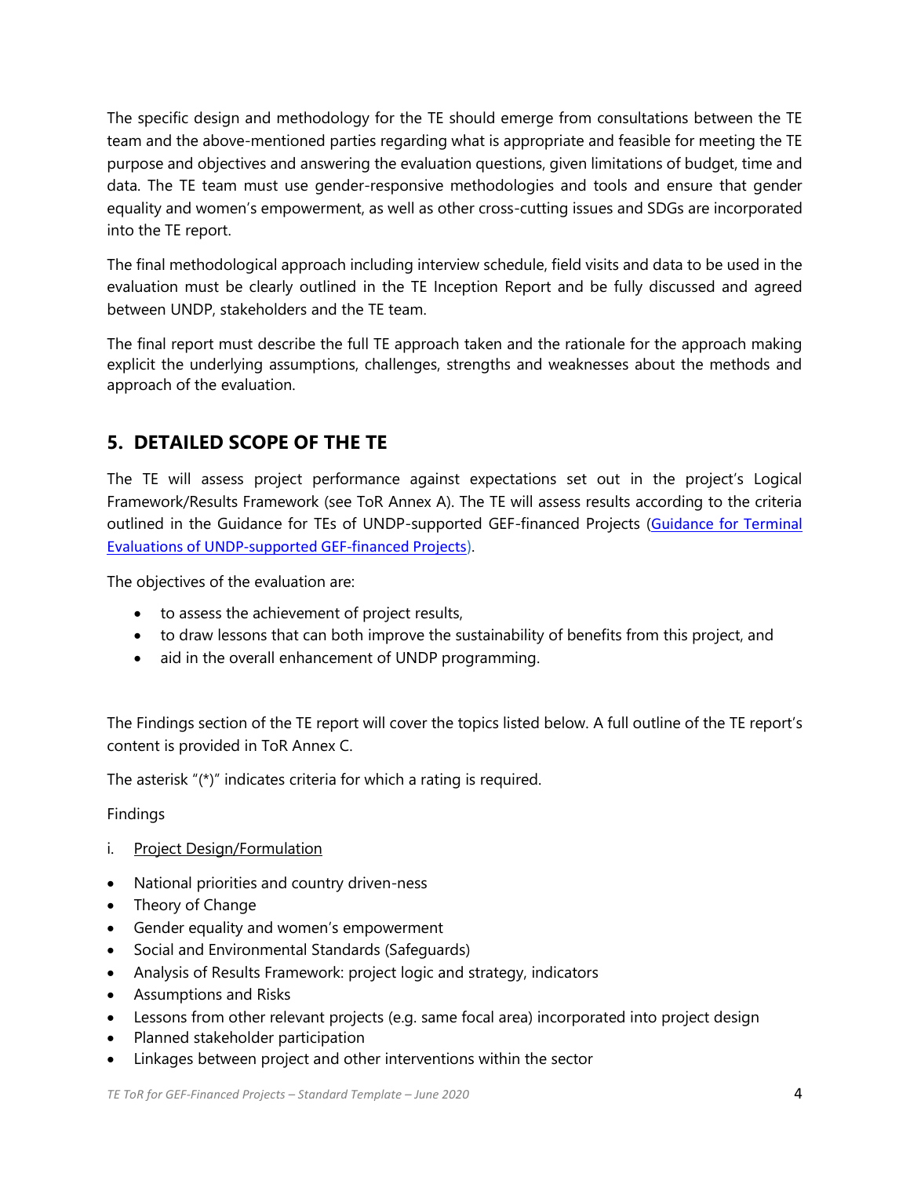The specific design and methodology for the TE should emerge from consultations between the TE team and the above-mentioned parties regarding what is appropriate and feasible for meeting the TE purpose and objectives and answering the evaluation questions, given limitations of budget, time and data. The TE team must use gender-responsive methodologies and tools and ensure that gender equality and women's empowerment, as well as other cross-cutting issues and SDGs are incorporated into the TE report.

The final methodological approach including interview schedule, field visits and data to be used in the evaluation must be clearly outlined in the TE Inception Report and be fully discussed and agreed between UNDP, stakeholders and the TE team.

The final report must describe the full TE approach taken and the rationale for the approach making explicit the underlying assumptions, challenges, strengths and weaknesses about the methods and approach of the evaluation.

## 5. DETAILED SCOPE OF THE TE

The TE will assess project performance against expectations set out in the project's Logical Framework/Results Framework (see ToR Annex A). The TE will assess results according to the criteria outlined in the Guidance for TEs of UNDP-supported GEF-financed Projects (Guidance for Terminal Evaluations of UNDP-supported GEF-financed Projects).

The objectives of the evaluation are:

- to assess the achievement of project results,
- to draw lessons that can both improve the sustainability of benefits from this project, and
- aid in the overall enhancement of UNDP programming.

The Findings section of the TE report will cover the topics listed below. A full outline of the TE report's content is provided in ToR Annex C.

The asterisk "(*)" indicates criteria for which a rating is required.

Findings

i. Project Design/Formulation

- National priorities and country driven-ness
- Theory of Change
- Gender equality and women's empowerment
- Social and Environmental Standards (Safeguards)
- Analysis of Results Framework: project logic and strategy, indicators
- Assumptions and Risks
- Lessons from other relevant projects (e.g. same focal area) incorporated into project design
- Planned stakeholder participation
- Linkages between project and other interventions within the sector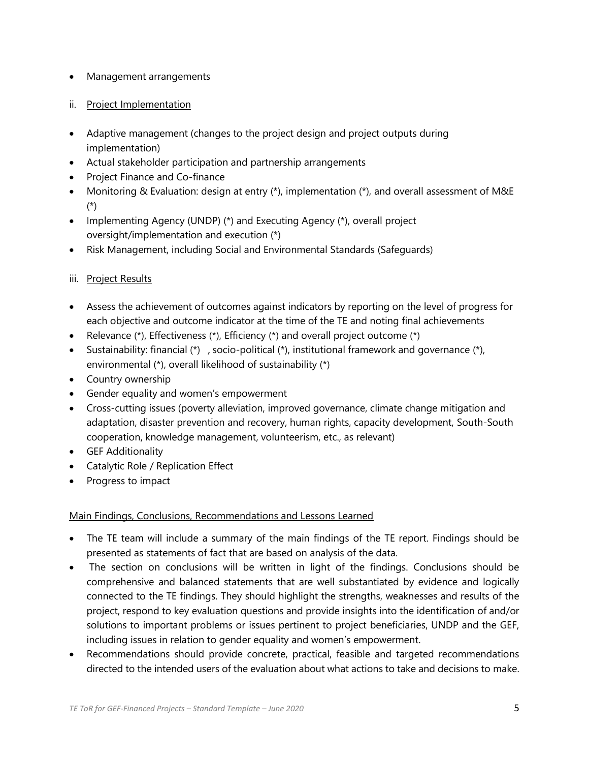- Management arrangements

ii. Project Implementation

- Adaptive management (changes to the project design and project outputs during implementation)
- Actual stakeholder participation and partnership arrangements
- Project Finance and Co-finance
- Monitoring & Evaluation: design at entry (*), implementation (*), and overall assessment of M&E (*)
- Implementing Agency (UNDP) (*) and Executing Agency (*), overall project oversight/implementation and execution (*)
- Risk Management, including Social and Environmental Standards (Safeguards)

iii. Project Results

- Assess the achievement of outcomes against indicators by reporting on the level of progress for each objective and outcome indicator at the time of the TE and noting final achievements
- Relevance (*), Effectiveness (*), Efficiency (*) and overall project outcome (*)
- Sustainability: financial (*) , socio-political (*), institutional framework and governance (*), environmental (*), overall likelihood of sustainability (*)
- Country ownership
- Gender equality and women's empowerment
- Cross-cutting issues (poverty alleviation, improved governance, climate change mitigation and adaptation, disaster prevention and recovery, human rights, capacity development, South-South cooperation, knowledge management, volunteerism, etc., as relevant)
- GEF Additionality
- Catalytic Role / Replication Effect
- Progress to impact

Main Findings, Conclusions, Recommendations and Lessons Learned

- The TE team will include a summary of the main findings of the TE report. Findings should be presented as statements of fact that are based on analysis of the data.
- The section on conclusions will be written in light of the findings. Conclusions should be comprehensive and balanced statements that are well substantiated by evidence and logically connected to the TE findings. They should highlight the strengths, weaknesses and results of the project, respond to key evaluation questions and provide insights into the identification of and/or solutions to important problems or issues pertinent to project beneficiaries, UNDP and the GEF, including issues in relation to gender equality and women's empowerment.
- Recommendations should provide concrete, practical, feasible and targeted recommendations directed to the intended users of the evaluation about what actions to take and decisions to make.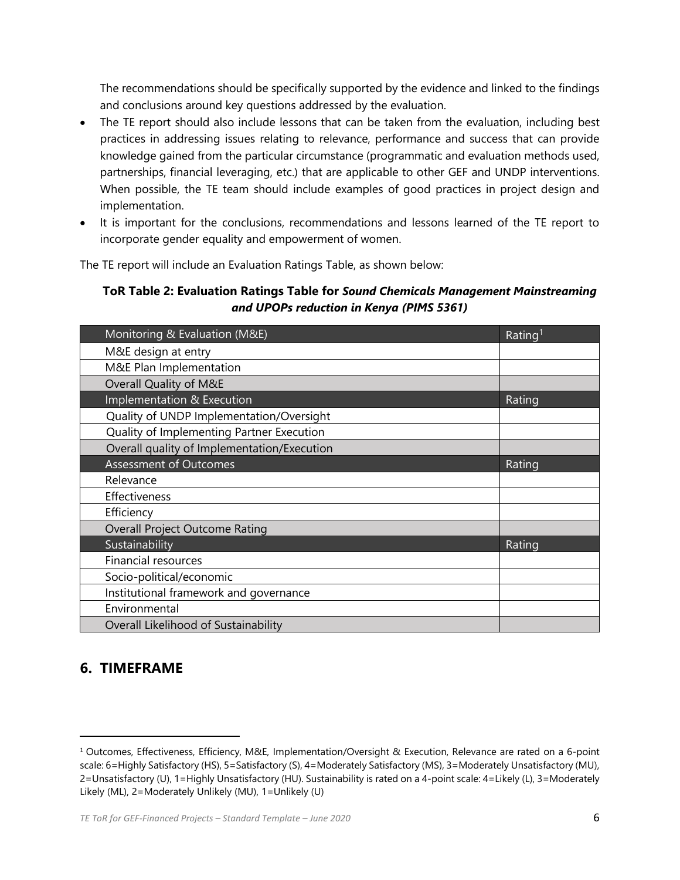The recommendations should be specifically supported by the evidence and linked to the findings and conclusions around key questions addressed by the evaluation.

- The TE report should also include lessons that can be taken from the evaluation, including best practices in addressing issues relating to relevance, performance and success that can provide knowledge gained from the particular circumstance (programmatic and evaluation methods used, partnerships, financial leveraging, etc.) that are applicable to other GEF and UNDP interventions. When possible, the TE team should include examples of good practices in project design and implementation.
- It is important for the conclusions, recommendations and lessons learned of the TE report to incorporate gender equality and empowerment of women.

The TE report will include an Evaluation Ratings Table, as shown below:

**ToR Table 2: Evaluation Ratings Table for *Sound Chemicals Management Mainstreaming and UPOPs reduction in Kenya (PIMS 5361)***

| Monitoring & Evaluation (M&E) | Rating[1] |
|---|---|
| M&E design at entry | |
| M&E Plan Implementation | |
| Overall Quality of M&E | |
| **Implementation & Execution** | **Rating** |
| Quality of UNDP Implementation/Oversight | |
| Quality of Implementing Partner Execution | |
| Overall quality of Implementation/Execution | |
| **Assessment of Outcomes** | **Rating** |
| Relevance | |
| Effectiveness | |
| Efficiency | |
| Overall Project Outcome Rating | |
| **Sustainability** | **Rating** |
| Financial resources | |
| Socio-political/economic | |
| Institutional framework and governance | |
| Environmental | |
| Overall Likelihood of Sustainability | |

## 6. TIMEFRAME

[1] Outcomes, Effectiveness, Efficiency, M&E, Implementation/Oversight & Execution, Relevance are rated on a 6-point scale: 6=Highly Satisfactory (HS), 5=Satisfactory (S), 4=Moderately Satisfactory (MS), 3=Moderately Unsatisfactory (MU), 2=Unsatisfactory (U), 1=Highly Unsatisfactory (HU). Sustainability is rated on a 4-point scale: 4=Likely (L), 3=Moderately Likely (ML), 2=Moderately Unlikely (MU), 1=Unlikely (U)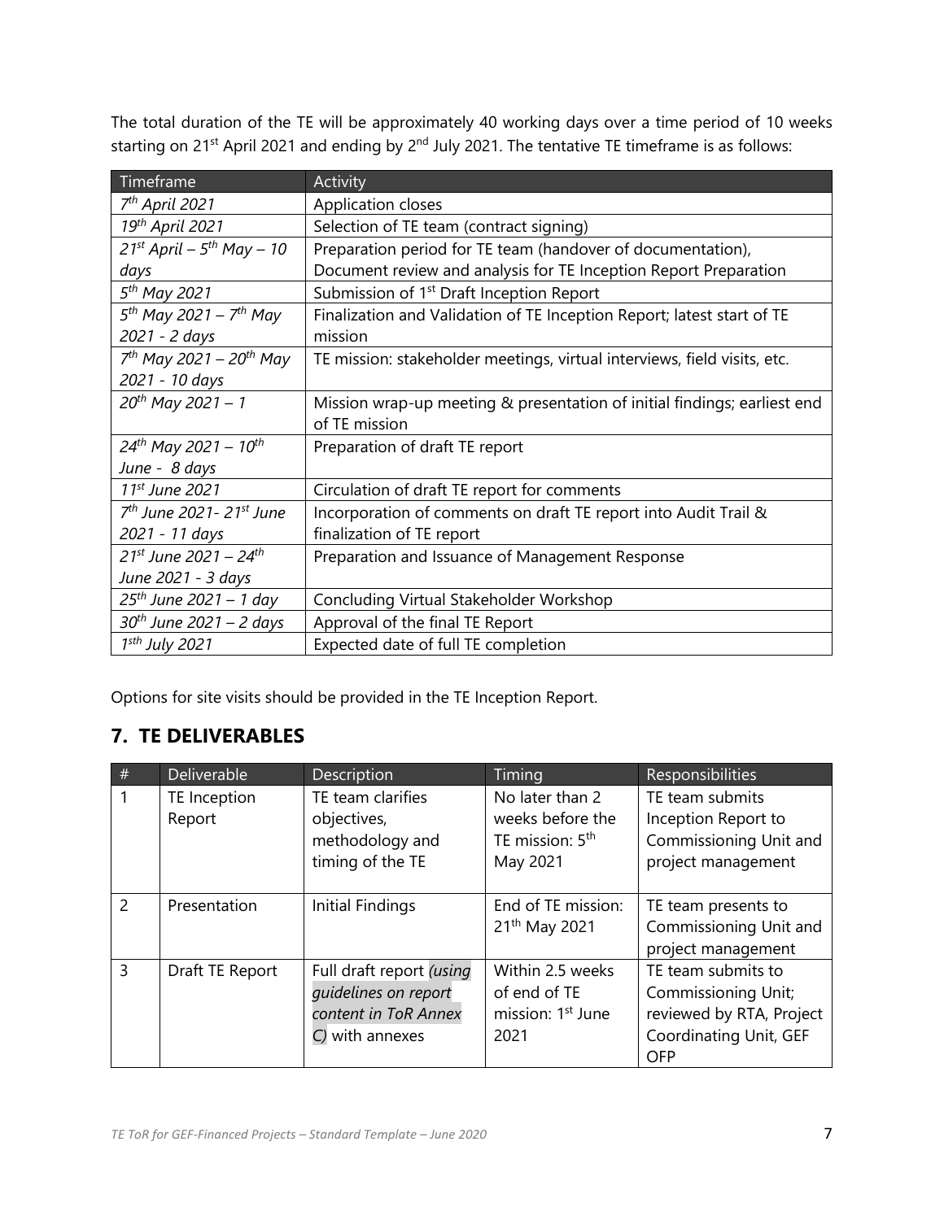The total duration of the TE will be approximately 40 working days over a time period of 10 weeks starting on 21st April 2021 and ending by 2nd July 2021. The tentative TE timeframe is as follows:

| Timeframe | Activity |
|---|---|
| *7th April 2021* | Application closes |
| *19th April 2021* | Selection of TE team (contract signing) |
| *21st April – 5th May – 10 days* | Preparation period for TE team (handover of documentation), Document review and analysis for TE Inception Report Preparation |
| *5th May 2021* | Submission of 1st Draft Inception Report |
| *5th May 2021 – 7th May 2021 - 2 days* | Finalization and Validation of TE Inception Report; latest start of TE mission |
| *7th May 2021 – 20th May 2021 - 10 days* | TE mission: stakeholder meetings, virtual interviews, field visits, etc. |
| *20th May 2021 – 1* | Mission wrap-up meeting & presentation of initial findings; earliest end of TE mission |
| *24th May 2021 – 10th June - 8 days* | Preparation of draft TE report |
| *11st June 2021* | Circulation of draft TE report for comments |
| *7th June 2021- 21st June 2021 - 11 days* | Incorporation of comments on draft TE report into Audit Trail & finalization of TE report |
| *21st June 2021 – 24th June 2021 - 3 days* | Preparation and Issuance of Management Response |
| *25th June 2021 – 1 day* | Concluding Virtual Stakeholder Workshop |
| *30th June 2021 – 2 days* | Approval of the final TE Report |
| *1sth July 2021* | Expected date of full TE completion |

Options for site visits should be provided in the TE Inception Report.

## 7. TE DELIVERABLES

| # | Deliverable | Description | Timing | Responsibilities |
|---|---|---|---|---|
| 1 | TE Inception Report | TE team clarifies objectives, methodology and timing of the TE | No later than 2 weeks before the TE mission: 5th May 2021 | TE team submits Inception Report to Commissioning Unit and project management |
| 2 | Presentation | Initial Findings | End of TE mission: 21th May 2021 | TE team presents to Commissioning Unit and project management |
| 3 | Draft TE Report | Full draft report *(using guidelines on report content in ToR Annex C)* with annexes | Within 2.5 weeks of end of TE mission: 1st June 2021 | TE team submits to Commissioning Unit; reviewed by RTA, Project Coordinating Unit, GEF OFP |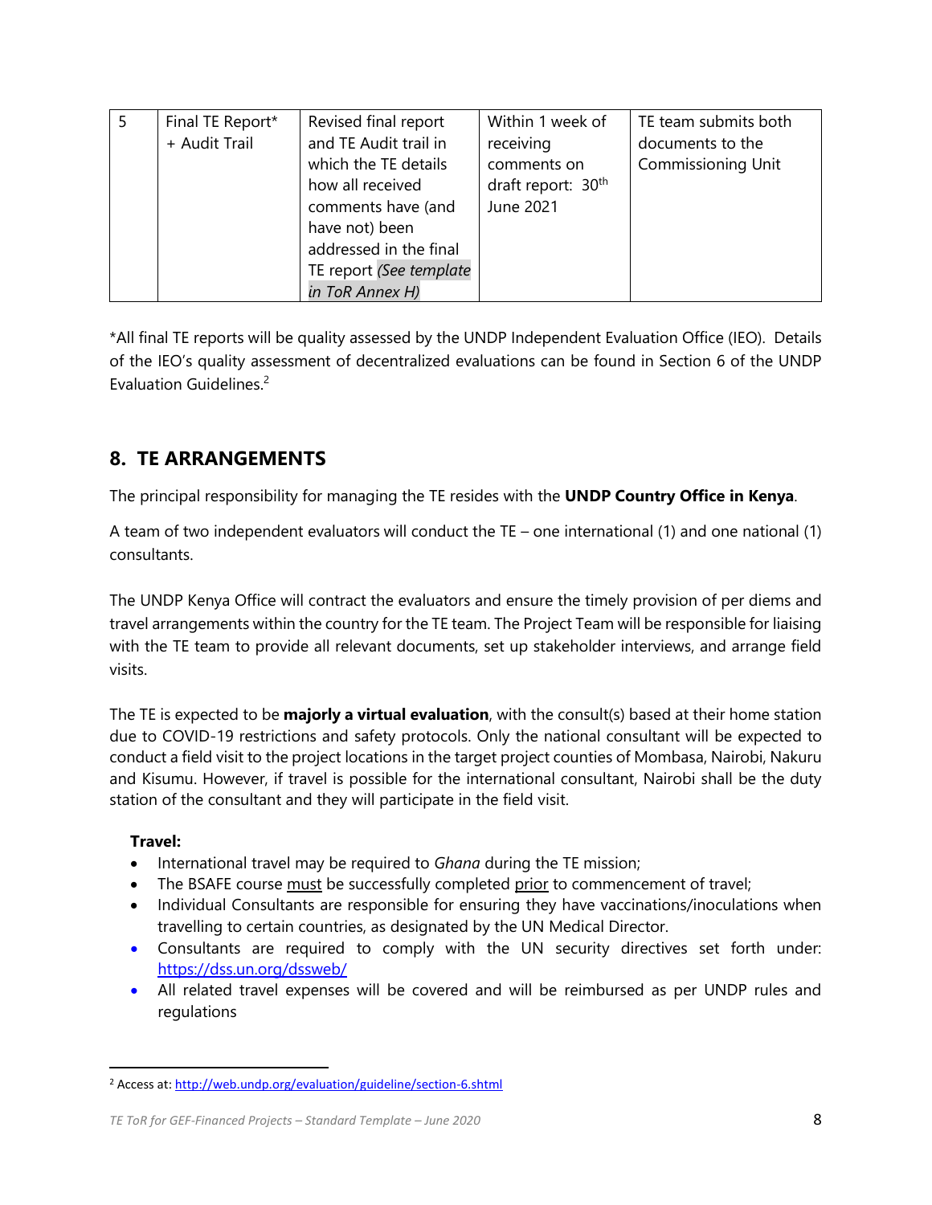| 5 | Final TE Report* + Audit Trail | Revised final report and TE Audit trail in which the TE details how all received comments have (and have not) been addressed in the final TE report *(See template in ToR Annex H)* | Within 1 week of receiving comments on draft report: 30th June 2021 | TE team submits both documents to the Commissioning Unit |
|---|---|---|---|---|

*All final TE reports will be quality assessed by the UNDP Independent Evaluation Office (IEO). Details of the IEO's quality assessment of decentralized evaluations can be found in Section 6 of the UNDP Evaluation Guidelines.[2]

## 8. TE ARRANGEMENTS

The principal responsibility for managing the TE resides with the **UNDP Country Office in Kenya**.

A team of two independent evaluators will conduct the TE – one international (1) and one national (1) consultants.

The UNDP Kenya Office will contract the evaluators and ensure the timely provision of per diems and travel arrangements within the country for the TE team. The Project Team will be responsible for liaising with the TE team to provide all relevant documents, set up stakeholder interviews, and arrange field visits.

The TE is expected to be **majorly a virtual evaluation**, with the consult(s) based at their home station due to COVID-19 restrictions and safety protocols. Only the national consultant will be expected to conduct a field visit to the project locations in the target project counties of Mombasa, Nairobi, Nakuru and Kisumu. However, if travel is possible for the international consultant, Nairobi shall be the duty station of the consultant and they will participate in the field visit.

**Travel:**

- International travel may be required to *Ghana* during the TE mission;
- The BSAFE course must be successfully completed prior to commencement of travel;
- Individual Consultants are responsible for ensuring they have vaccinations/inoculations when travelling to certain countries, as designated by the UN Medical Director.
- Consultants are required to comply with the UN security directives set forth under: https://dss.un.org/dssweb/
- All related travel expenses will be covered and will be reimbursed as per UNDP rules and regulations

[2] Access at: http://web.undp.org/evaluation/guideline/section-6.shtml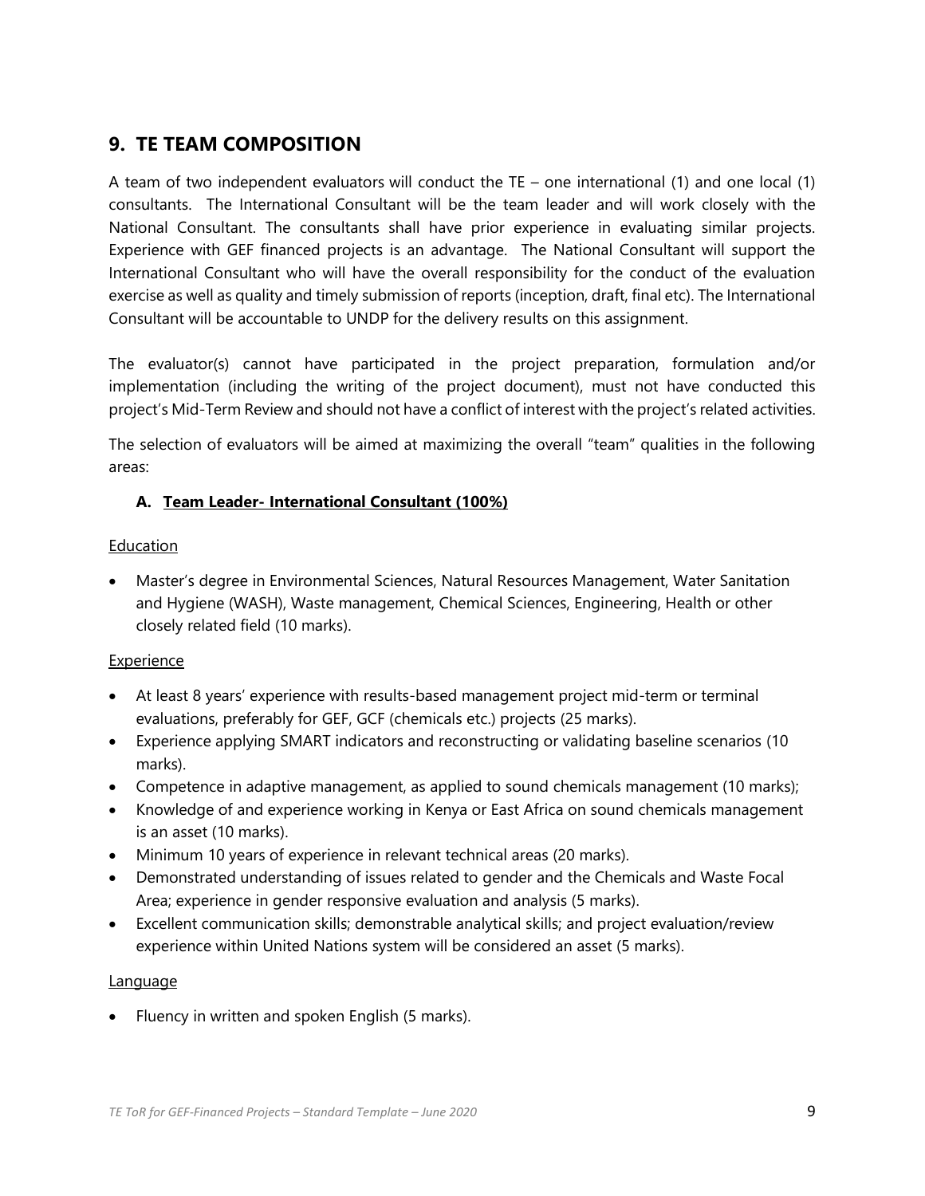## 9. TE TEAM COMPOSITION

A team of two independent evaluators will conduct the TE – one international (1) and one local (1) consultants. The International Consultant will be the team leader and will work closely with the National Consultant. The consultants shall have prior experience in evaluating similar projects. Experience with GEF financed projects is an advantage. The National Consultant will support the International Consultant who will have the overall responsibility for the conduct of the evaluation exercise as well as quality and timely submission of reports (inception, draft, final etc). The International Consultant will be accountable to UNDP for the delivery results on this assignment.

The evaluator(s) cannot have participated in the project preparation, formulation and/or implementation (including the writing of the project document), must not have conducted this project's Mid-Term Review and should not have a conflict of interest with the project's related activities.

The selection of evaluators will be aimed at maximizing the overall "team" qualities in the following areas:

### A. Team Leader- International Consultant (100%)

Education

- Master's degree in Environmental Sciences, Natural Resources Management, Water Sanitation and Hygiene (WASH), Waste management, Chemical Sciences, Engineering, Health or other closely related field (10 marks).

Experience

- At least 8 years' experience with results-based management project mid-term or terminal evaluations, preferably for GEF, GCF (chemicals etc.) projects (25 marks).
- Experience applying SMART indicators and reconstructing or validating baseline scenarios (10 marks).
- Competence in adaptive management, as applied to sound chemicals management (10 marks);
- Knowledge of and experience working in Kenya or East Africa on sound chemicals management is an asset (10 marks).
- Minimum 10 years of experience in relevant technical areas (20 marks).
- Demonstrated understanding of issues related to gender and the Chemicals and Waste Focal Area; experience in gender responsive evaluation and analysis (5 marks).
- Excellent communication skills; demonstrable analytical skills; and project evaluation/review experience within United Nations system will be considered an asset (5 marks).

Language

- Fluency in written and spoken English (5 marks).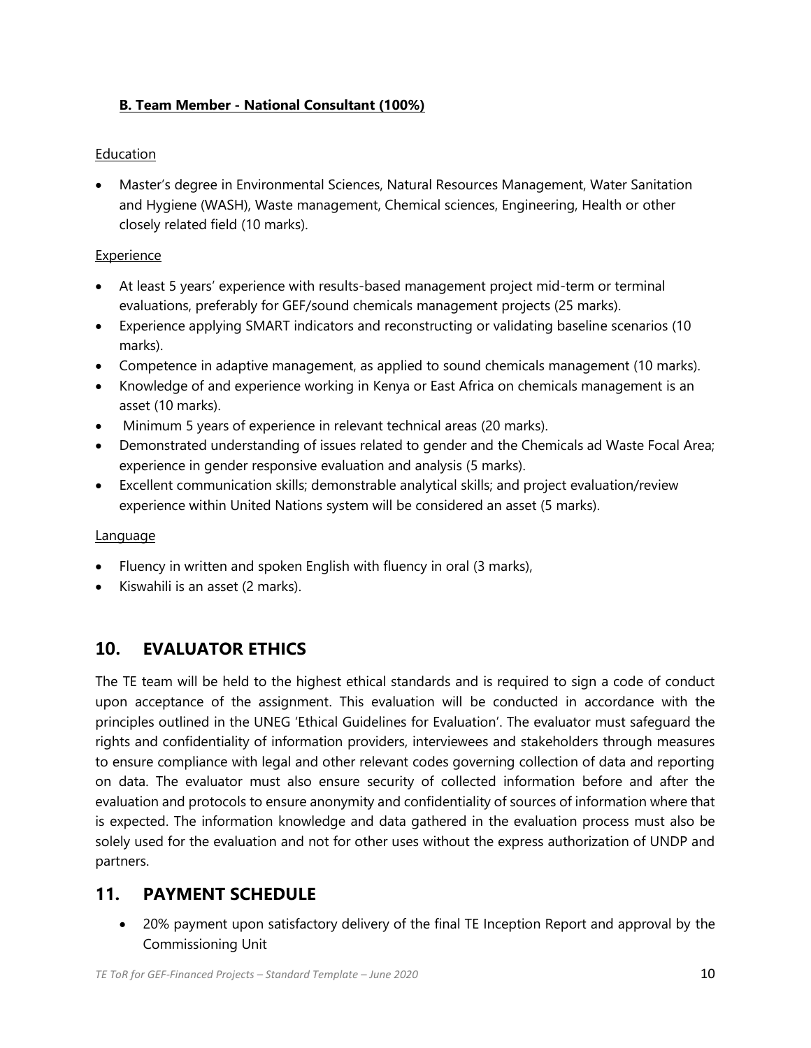#### B. Team Member - National Consultant (100%)

Education

- Master's degree in Environmental Sciences, Natural Resources Management, Water Sanitation and Hygiene (WASH), Waste management, Chemical sciences, Engineering, Health or other closely related field (10 marks).

Experience

- At least 5 years' experience with results-based management project mid-term or terminal evaluations, preferably for GEF/sound chemicals management projects (25 marks).
- Experience applying SMART indicators and reconstructing or validating baseline scenarios (10 marks).
- Competence in adaptive management, as applied to sound chemicals management (10 marks).
- Knowledge of and experience working in Kenya or East Africa on chemicals management is an asset (10 marks).
- Minimum 5 years of experience in relevant technical areas (20 marks).
- Demonstrated understanding of issues related to gender and the Chemicals ad Waste Focal Area; experience in gender responsive evaluation and analysis (5 marks).
- Excellent communication skills; demonstrable analytical skills; and project evaluation/review experience within United Nations system will be considered an asset (5 marks).

Language

- Fluency in written and spoken English with fluency in oral (3 marks),
- Kiswahili is an asset (2 marks).

## 10. EVALUATOR ETHICS

The TE team will be held to the highest ethical standards and is required to sign a code of conduct upon acceptance of the assignment. This evaluation will be conducted in accordance with the principles outlined in the UNEG 'Ethical Guidelines for Evaluation'. The evaluator must safeguard the rights and confidentiality of information providers, interviewees and stakeholders through measures to ensure compliance with legal and other relevant codes governing collection of data and reporting on data. The evaluator must also ensure security of collected information before and after the evaluation and protocols to ensure anonymity and confidentiality of sources of information where that is expected. The information knowledge and data gathered in the evaluation process must also be solely used for the evaluation and not for other uses without the express authorization of UNDP and partners.

## 11. PAYMENT SCHEDULE

- 20% payment upon satisfactory delivery of the final TE Inception Report and approval by the Commissioning Unit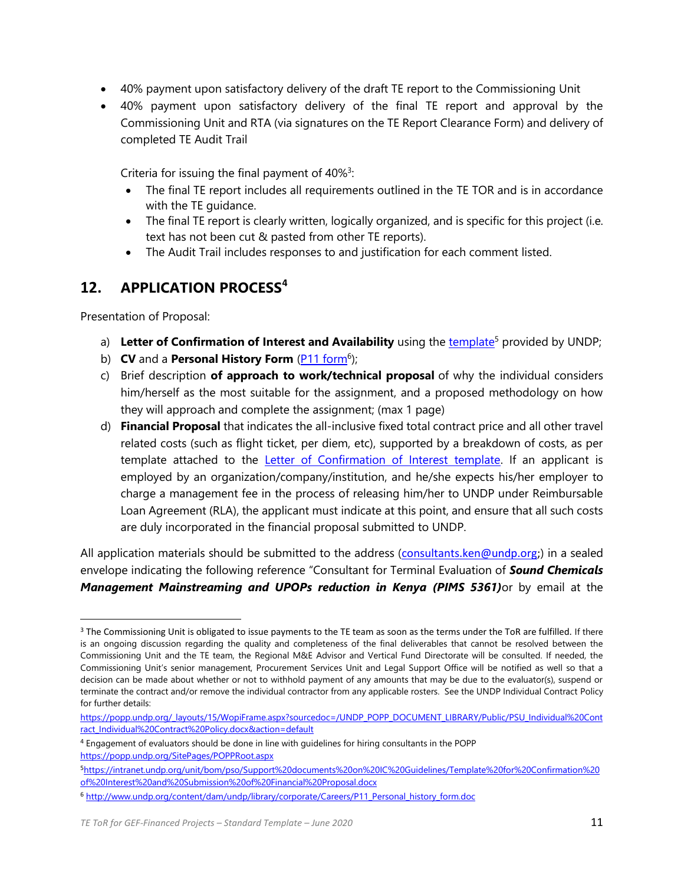- 40% payment upon satisfactory delivery of the draft TE report to the Commissioning Unit
- 40% payment upon satisfactory delivery of the final TE report and approval by the Commissioning Unit and RTA (via signatures on the TE Report Clearance Form) and delivery of completed TE Audit Trail

  Criteria for issuing the final payment of 40%[3]:

  - The final TE report includes all requirements outlined in the TE TOR and is in accordance with the TE guidance.
  - The final TE report is clearly written, logically organized, and is specific for this project (i.e. text has not been cut & pasted from other TE reports).
  - The Audit Trail includes responses to and justification for each comment listed.

## 12. APPLICATION PROCESS[4]

Presentation of Proposal:

a) **Letter of Confirmation of Interest and Availability** using the [template][5] provided by UNDP;
b) **CV** and a **Personal History Form** ([P11 form][6]);
c) Brief description **of approach to work/technical proposal** of why the individual considers him/herself as the most suitable for the assignment, and a proposed methodology on how they will approach and complete the assignment; (max 1 page)
d) **Financial Proposal** that indicates the all-inclusive fixed total contract price and all other travel related costs (such as flight ticket, per diem, etc), supported by a breakdown of costs, as per template attached to the Letter of Confirmation of Interest template. If an applicant is employed by an organization/company/institution, and he/she expects his/her employer to charge a management fee in the process of releasing him/her to UNDP under Reimbursable Loan Agreement (RLA), the applicant must indicate at this point, and ensure that all such costs are duly incorporated in the financial proposal submitted to UNDP.

All application materials should be submitted to the address (consultants.ken@undp.org;) in a sealed envelope indicating the following reference "Consultant for Terminal Evaluation of ***Sound Chemicals Management Mainstreaming and UPOPs reduction in Kenya (PIMS 5361)***or by email at the

---

[3] The Commissioning Unit is obligated to issue payments to the TE team as soon as the terms under the ToR are fulfilled. If there is an ongoing discussion regarding the quality and completeness of the final deliverables that cannot be resolved between the Commissioning Unit and the TE team, the Regional M&E Advisor and Vertical Fund Directorate will be consulted. If needed, the Commissioning Unit's senior management, Procurement Services Unit and Legal Support Office will be notified as well so that a decision can be made about whether or not to withhold payment of any amounts that may be due to the evaluator(s), suspend or terminate the contract and/or remove the individual contractor from any applicable rosters. See the UNDP Individual Contract Policy for further details: https://popp.undp.org/_layouts/15/WopiFrame.aspx?sourcedoc=/UNDP_POPP_DOCUMENT_LIBRARY/Public/PSU_Individual%20Contract_Individual%20Contract%20Policy.docx&action=default

[4] Engagement of evaluators should be done in line with guidelines for hiring consultants in the POPP https://popp.undp.org/SitePages/POPPRoot.aspx

[5] https://intranet.undp.org/unit/bom/pso/Support%20documents%20on%20IC%20Guidelines/Template%20for%20Confirmation%20of%20Interest%20and%20Submission%20of%20Financial%20Proposal.docx

[6] http://www.undp.org/content/dam/undp/library/corporate/Careers/P11_Personal_history_form.doc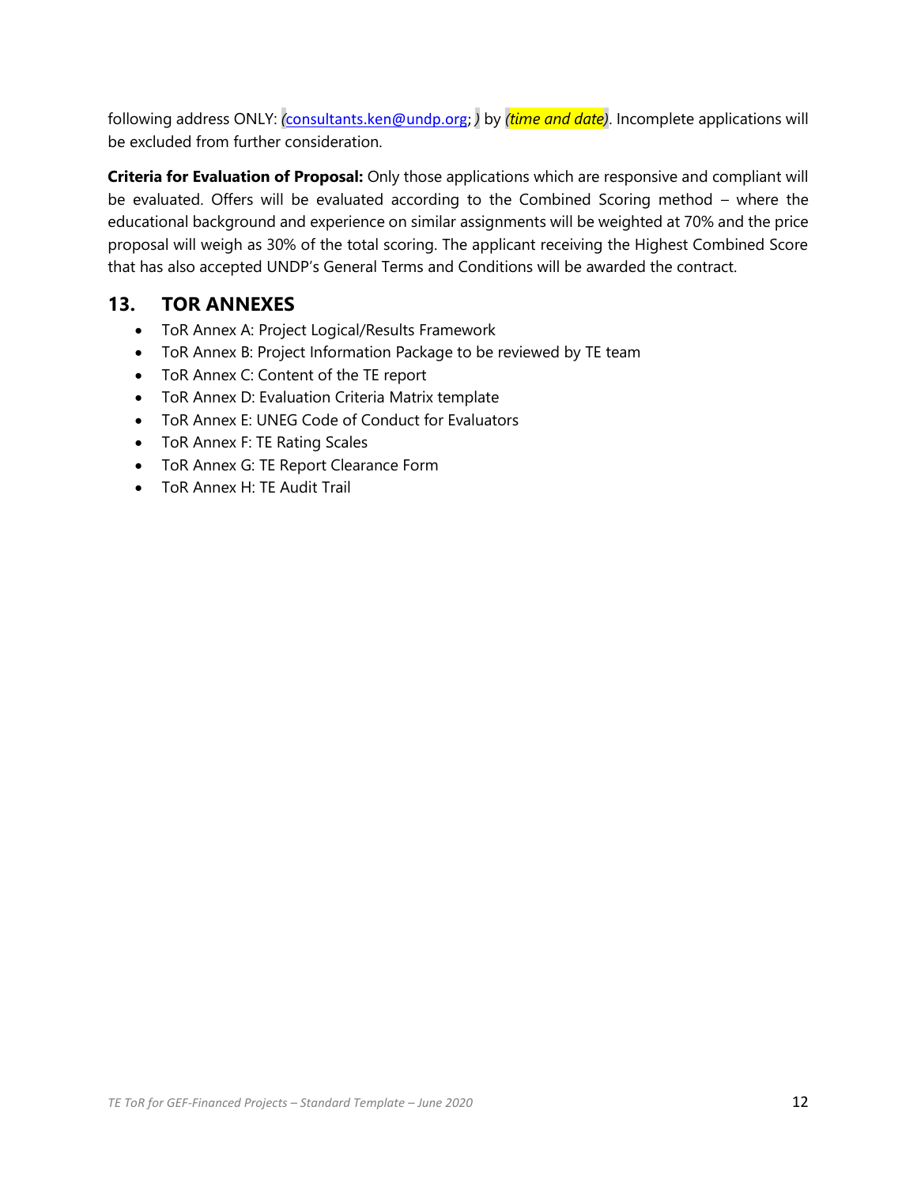following address ONLY: *(*[consultants.ken@undp.org](mailto:consultants.ken@undp.org); *)* by *(time and date)*. Incomplete applications will be excluded from further consideration.

**Criteria for Evaluation of Proposal:** Only those applications which are responsive and compliant will be evaluated. Offers will be evaluated according to the Combined Scoring method – where the educational background and experience on similar assignments will be weighted at 70% and the price proposal will weigh as 30% of the total scoring. The applicant receiving the Highest Combined Score that has also accepted UNDP's General Terms and Conditions will be awarded the contract.

## 13. TOR ANNEXES

- ToR Annex A: Project Logical/Results Framework
- ToR Annex B: Project Information Package to be reviewed by TE team
- ToR Annex C: Content of the TE report
- ToR Annex D: Evaluation Criteria Matrix template
- ToR Annex E: UNEG Code of Conduct for Evaluators
- ToR Annex F: TE Rating Scales
- ToR Annex G: TE Report Clearance Form
- ToR Annex H: TE Audit Trail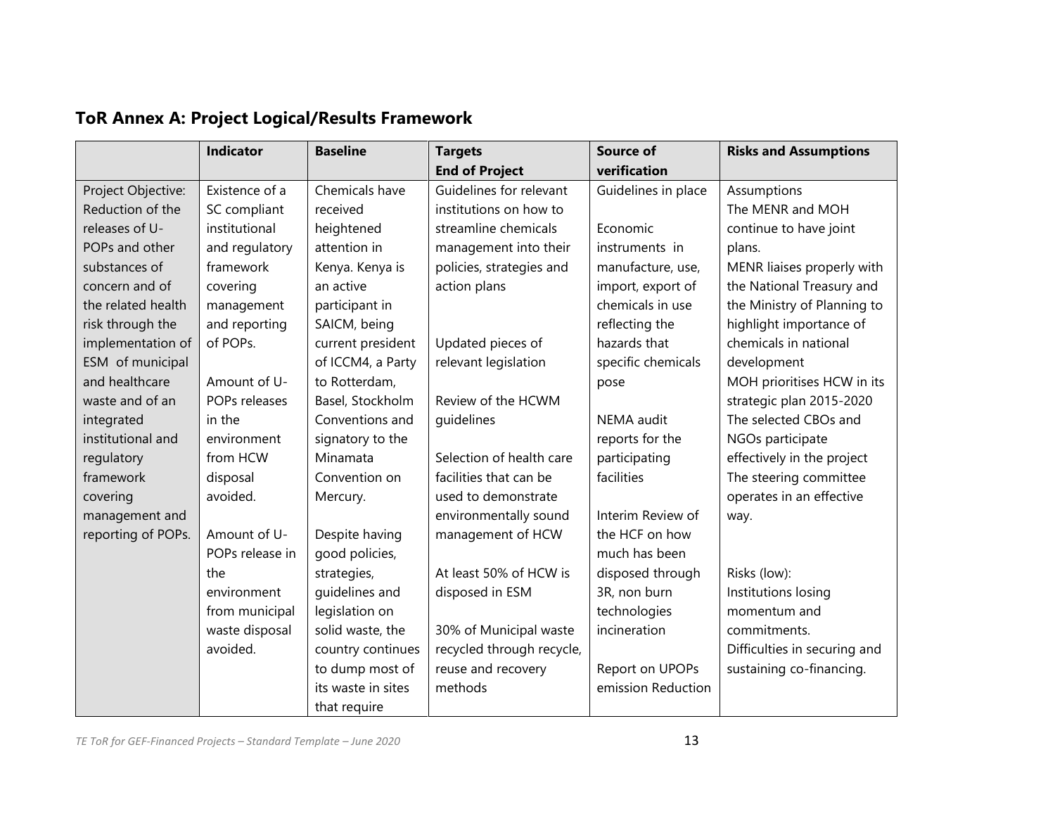## ToR Annex A: Project Logical/Results Framework

| | Indicator | Baseline | Targets End of Project | Source of verification | Risks and Assumptions |
|---|---|---|---|---|---|
| Project Objective: Reduction of the releases of U-POPs and other substances of concern and of the related health risk through the implementation of ESM of municipal and healthcare waste and of an integrated institutional and regulatory framework covering management and reporting of POPs. | Existence of a SC compliant institutional and regulatory framework covering management and reporting of POPs.<br><br>Amount of U-POPs releases in the environment from HCW disposal avoided.<br><br>Amount of U-POPs release in the environment from municipal waste disposal avoided. | Chemicals have received heightened attention in Kenya. Kenya is an active participant in SAICM, being current president of ICCM4, a Party to Rotterdam, Basel, Stockholm Conventions and signatory to the Minamata Convention on Mercury.<br><br>Despite having good policies, strategies, guidelines and legislation on solid waste, the country continues to dump most of its waste in sites that require | Guidelines for relevant institutions on how to streamline chemicals management into their policies, strategies and action plans<br><br>Updated pieces of relevant legislation<br><br>Review of the HCWM guidelines<br><br>Selection of health care facilities that can be used to demonstrate environmentally sound management of HCW<br><br>At least 50% of HCW is disposed in ESM<br><br>30% of Municipal waste recycled through recycle, reuse and recovery methods | Guidelines in place<br><br>Economic instruments in manufacture, use, import, export of chemicals in use reflecting the hazards that specific chemicals pose<br><br>NEMA audit reports for the participating facilities<br><br>Interim Review of the HCF on how much has been disposed through 3R, non burn technologies incineration<br><br>Report on UPOPs emission Reduction | Assumptions<br>The MENR and MOH continue to have joint plans.<br>MENR liaises properly with the National Treasury and the Ministry of Planning to highlight importance of chemicals in national development<br>MOH prioritises HCW in its strategic plan 2015-2020<br>The selected CBOs and NGOs participate effectively in the project<br>The steering committee operates in an effective way.<br><br>Risks (low):<br>Institutions losing momentum and commitments.<br>Difficulties in securing and sustaining co-financing. |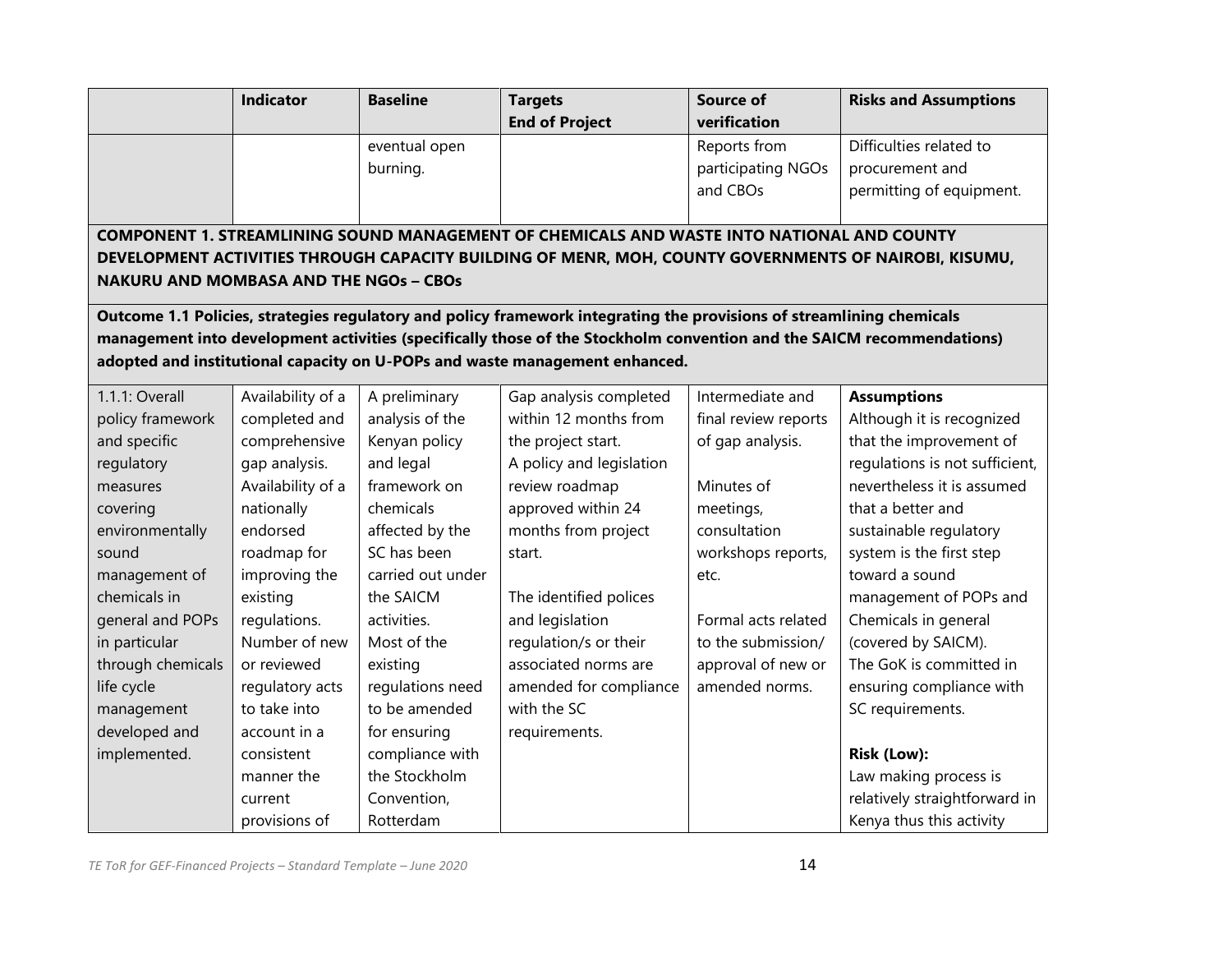| | Indicator | Baseline | Targets<br>End of Project | Source of verification | Risks and Assumptions |
|---|---|---|---|---|---|
| | | eventual open burning. | | Reports from participating NGOs and CBOs | Difficulties related to procurement and permitting of equipment. |
| **COMPONENT 1. STREAMLINING SOUND MANAGEMENT OF CHEMICALS AND WASTE INTO NATIONAL AND COUNTY DEVELOPMENT ACTIVITIES THROUGH CAPACITY BUILDING OF MENR, MOH, COUNTY GOVERNMENTS OF NAIROBI, KISUMU, NAKURU AND MOMBASA AND THE NGOs – CBOs** | | | | | |
| **Outcome 1.1 Policies, strategies regulatory and policy framework integrating the provisions of streamlining chemicals management into development activities (specifically those of the Stockholm convention and the SAICM recommendations) adopted and institutional capacity on U-POPs and waste management enhanced.** | | | | | |
| 1.1.1: Overall policy framework and specific regulatory measures covering environmentally sound management of chemicals in general and POPs in particular through chemicals life cycle management developed and implemented. | Availability of a completed and comprehensive gap analysis.<br>Availability of a nationally endorsed roadmap for improving the existing regulations.<br>Number of new or reviewed regulatory acts to take into account in a consistent manner the current provisions of | A preliminary analysis of the Kenyan policy and legal framework on chemicals affected by the SC has been carried out under the SAICM activities.<br>Most of the existing regulations need to be amended for ensuring compliance with the Stockholm Convention, Rotterdam | Gap analysis completed within 12 months from the project start.<br>A policy and legislation review roadmap approved within 24 months from project start.<br><br>The identified polices and legislation regulation/s or their associated norms are amended for compliance with the SC requirements. | Intermediate and final review reports of gap analysis.<br><br>Minutes of meetings, consultation workshops reports, etc.<br><br>Formal acts related to the submission/ approval of new or amended norms. | **Assumptions**<br>Although it is recognized that the improvement of regulations is not sufficient, nevertheless it is assumed that a better and sustainable regulatory system is the first step toward a sound management of POPs and Chemicals in general (covered by SAICM).<br>The GoK is committed in ensuring compliance with SC requirements.<br><br>**Risk (Low):**<br>Law making process is relatively straightforward in Kenya thus this activity |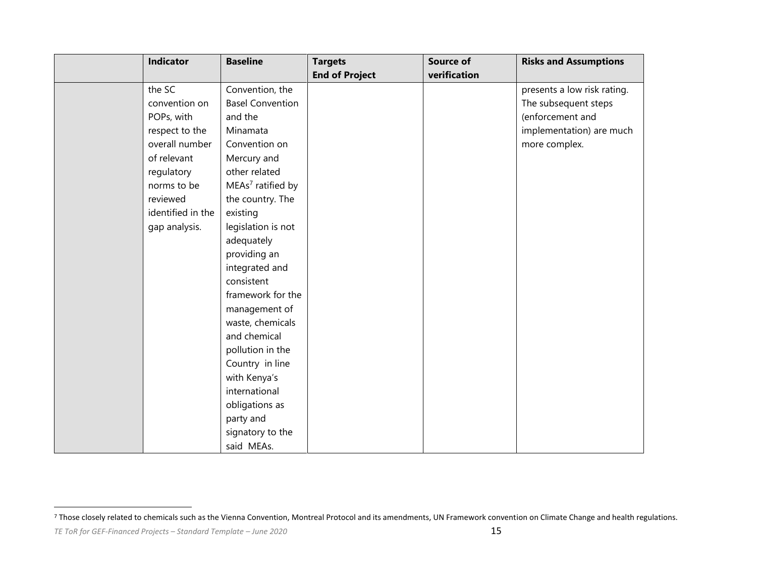| | Indicator | Baseline | Targets End of Project | Source of verification | Risks and Assumptions |
|---|---|---|---|---|---|
| | the SC convention on POPs, with respect to the overall number of relevant regulatory norms to be reviewed identified in the gap analysis. | Convention, the Basel Convention and the Minamata Convention on Mercury and other related MEAs[7] ratified by the country. The existing legislation is not adequately providing an integrated and consistent framework for the management of waste, chemicals and chemical pollution in the Country in line with Kenya's international obligations as party and signatory to the said MEAs. | | | presents a low risk rating. The subsequent steps (enforcement and implementation) are much more complex. |

[7] Those closely related to chemicals such as the Vienna Convention, Montreal Protocol and its amendments, UN Framework convention on Climate Change and health regulations.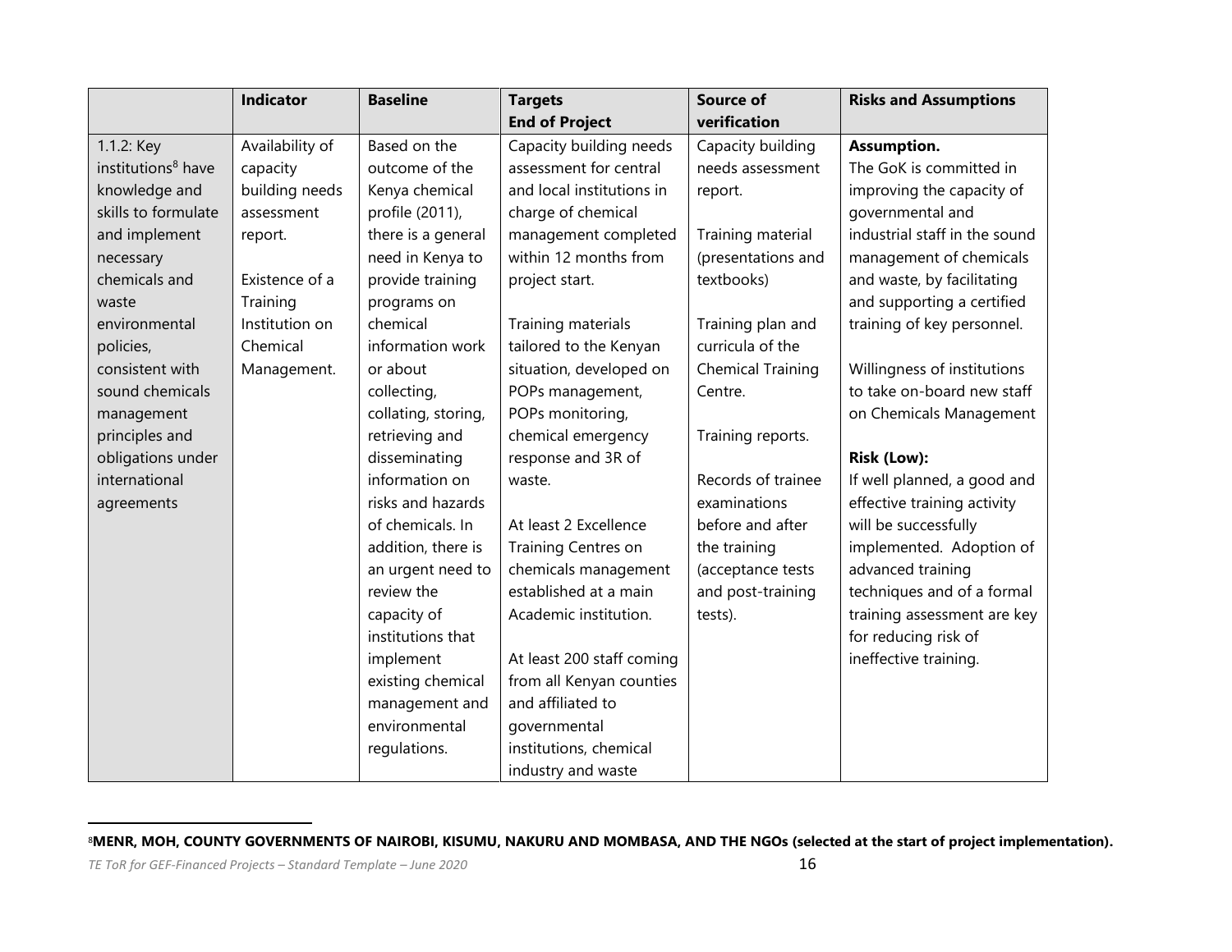| | Indicator | Baseline | Targets<br>End of Project | Source of verification | Risks and Assumptions |
|---|---|---|---|---|---|
| 1.1.2: Key institutions[8] have knowledge and skills to formulate and implement necessary chemicals and waste environmental policies, consistent with sound chemicals management principles and obligations under international agreements | Availability of capacity building needs assessment report.<br><br>Existence of a Training Institution on Chemical Management. | Based on the outcome of the Kenya chemical profile (2011), there is a general need in Kenya to provide training programs on chemical information work or about collecting, collating, storing, retrieving and disseminating information on risks and hazards of chemicals. In addition, there is an urgent need to review the capacity of institutions that implement existing chemical management and environmental regulations. | Capacity building needs assessment for central and local institutions in charge of chemical management completed within 12 months from project start.<br><br>Training materials tailored to the Kenyan situation, developed on POPs management, POPs monitoring, chemical emergency response and 3R of waste.<br><br>At least 2 Excellence Training Centres on chemicals management established at a main Academic institution.<br><br>At least 200 staff coming from all Kenyan counties and affiliated to governmental institutions, chemical industry and waste | Capacity building needs assessment report.<br><br>Training material (presentations and textbooks)<br><br>Training plan and curricula of the Chemical Training Centre.<br><br>Training reports.<br><br>Records of trainee examinations before and after the training (acceptance tests and post-training tests). | **Assumption.**<br>The GoK is committed in improving the capacity of governmental and industrial staff in the sound management of chemicals and waste, by facilitating and supporting a certified training of key personnel.<br><br>Willingness of institutions to take on-board new staff on Chemicals Management<br><br>**Risk (Low):**<br>If well planned, a good and effective training activity will be successfully implemented. Adoption of advanced training techniques and of a formal training assessment are key for reducing risk of ineffective training. |

[8] **MENR, MOH, COUNTY GOVERNMENTS OF NAIROBI, KISUMU, NAKURU AND MOMBASA, AND THE NGOs (selected at the start of project implementation).**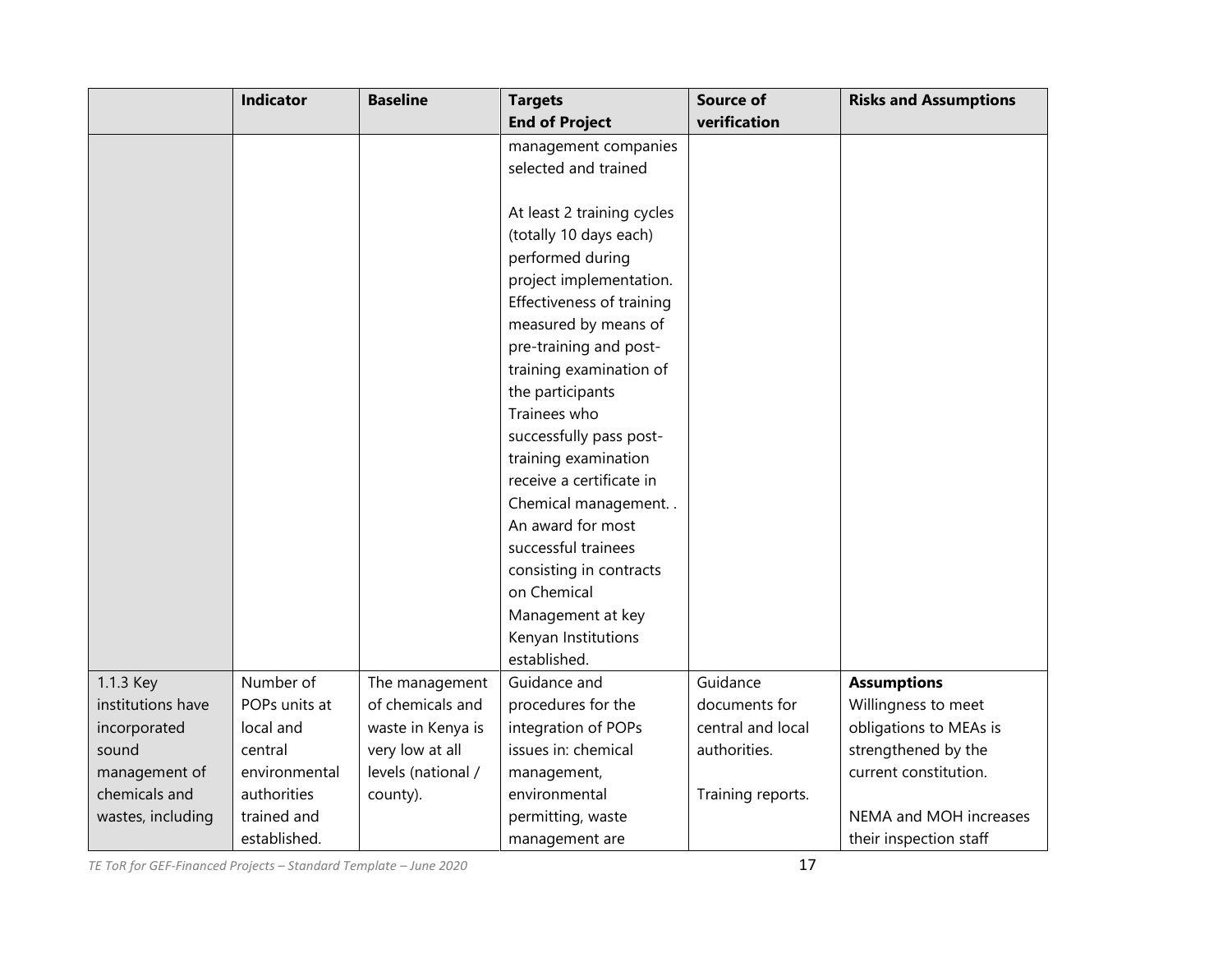| | Indicator | Baseline | Targets<br>End of Project | Source of verification | Risks and Assumptions |
|---|---|---|---|---|---|
| | | | management companies selected and trained<br><br>At least 2 training cycles (totally 10 days each) performed during project implementation. Effectiveness of training measured by means of pre-training and post-training examination of the participants<br>Trainees who successfully pass post-training examination receive a certificate in Chemical management. .<br>An award for most successful trainees consisting in contracts on Chemical Management at key Kenyan Institutions established. | | |
| 1.1.3 Key institutions have incorporated sound management of chemicals and wastes, including | Number of POPs units at local and central environmental authorities trained and established. | The management of chemicals and waste in Kenya is very low at all levels (national / county). | Guidance and procedures for the integration of POPs issues in: chemical management, environmental permitting, waste management are | Guidance documents for central and local authorities.<br><br>Training reports. | **Assumptions**<br>Willingness to meet obligations to MEAs is strengthened by the current constitution.<br><br>NEMA and MOH increases their inspection staff |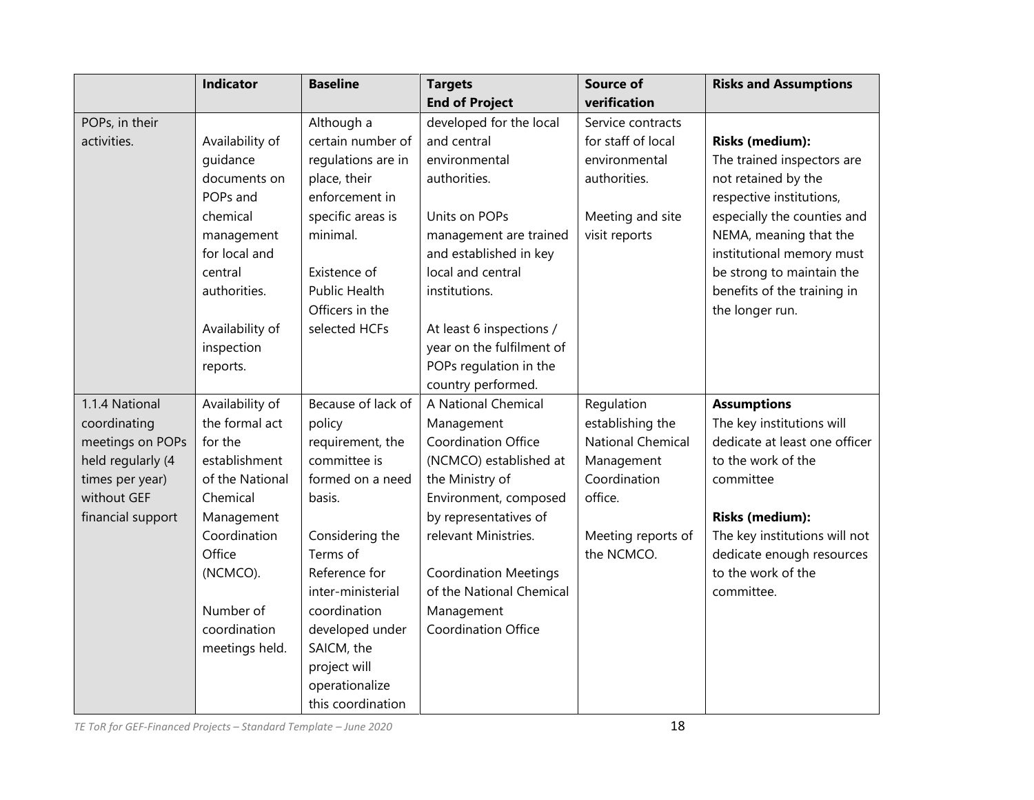| | Indicator | Baseline | Targets End of Project | Source of verification | Risks and Assumptions |
|---|---|---|---|---|---|
| POPs, in their activities. | Availability of guidance documents on POPs and chemical management for local and central authorities.<br><br>Availability of inspection reports. | Although a certain number of regulations are in place, their enforcement in specific areas is minimal.<br><br>Existence of Public Health Officers in the selected HCFs | developed for the local and central environmental authorities.<br><br>Units on POPs management are trained and established in key local and central institutions.<br><br>At least 6 inspections / year on the fulfilment of POPs regulation in the country performed. | Service contracts for staff of local environmental authorities.<br><br>Meeting and site visit reports | **Risks (medium):** The trained inspectors are not retained by the respective institutions, especially the counties and NEMA, meaning that the institutional memory must be strong to maintain the benefits of the training in the longer run. |
| 1.1.4 National coordinating meetings on POPs held regularly (4 times per year) without GEF financial support | Availability of the formal act for the establishment of the National Chemical Management Coordination Office (NCMCO).<br><br>Number of coordination meetings held. | Because of lack of policy requirement, the committee is formed on a need basis.<br><br>Considering the Terms of Reference for inter-ministerial coordination developed under SAICM, the project will operationalize this coordination | A National Chemical Management Coordination Office (NCMCO) established at the Ministry of Environment, composed by representatives of relevant Ministries.<br><br>Coordination Meetings of the National Chemical Management Coordination Office | Regulation establishing the National Chemical Management Coordination office.<br><br>Meeting reports of the NCMCO. | **Assumptions** The key institutions will dedicate at least one officer to the work of the committee<br><br>**Risks (medium):** The key institutions will not dedicate enough resources to the work of the committee. |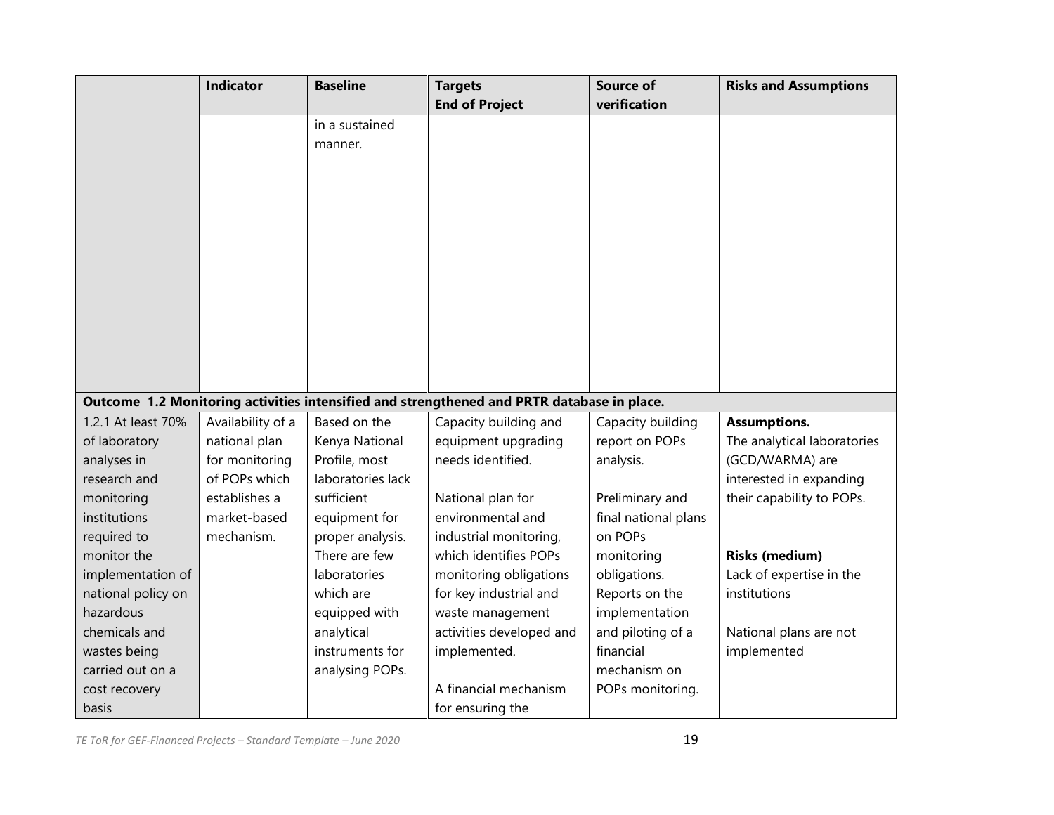| | Indicator | Baseline | Targets End of Project | Source of verification | Risks and Assumptions |
|---|---|---|---|---|---|
| | | in a sustained manner. | | | |
| **Outcome 1.2 Monitoring activities intensified and strengthened and PRTR database in place.** | | | | | |
| 1.2.1 At least 70% of laboratory analyses in research and monitoring institutions required to monitor the implementation of national policy on hazardous chemicals and wastes being carried out on a cost recovery basis | Availability of a national plan for monitoring of POPs which establishes a market-based mechanism. | Based on the Kenya National Profile, most laboratories lack sufficient equipment for proper analysis. There are few laboratories which are equipped with analytical instruments for analysing POPs. | Capacity building and equipment upgrading needs identified.<br><br>National plan for environmental and industrial monitoring, which identifies POPs monitoring obligations for key industrial and waste management activities developed and implemented.<br><br>A financial mechanism for ensuring the | Capacity building report on POPs analysis.<br><br>Preliminary and final national plans on POPs monitoring obligations.<br>Reports on the implementation and piloting of a financial mechanism on POPs monitoring. | **Assumptions.**<br>The analytical laboratories (GCD/WARMA) are interested in expanding their capability to POPs.<br><br>**Risks (medium)**<br>Lack of expertise in the institutions<br><br>National plans are not implemented |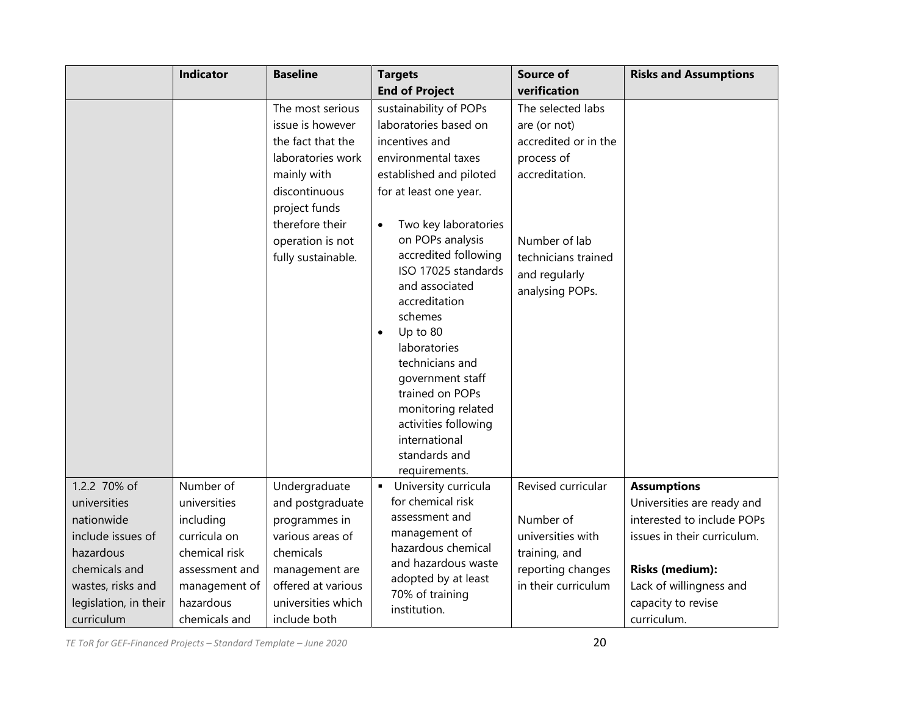| | Indicator | Baseline | Targets End of Project | Source of verification | Risks and Assumptions |
|---|---|---|---|---|---|
| | | The most serious issue is however the fact that the laboratories work mainly with discontinuous project funds therefore their operation is not fully sustainable. | sustainability of POPs laboratories based on incentives and environmental taxes established and piloted for at least one year.<br>• Two key laboratories on POPs analysis accredited following ISO 17025 standards and associated accreditation schemes<br>• Up to 80 laboratories technicians and government staff trained on POPs monitoring related activities following international standards and requirements. | The selected labs are (or not) accredited or in the process of accreditation.<br><br>Number of lab technicians trained and regularly analysing POPs. | |
| 1.2.2 70% of universities nationwide include issues of hazardous chemicals and wastes, risks and legislation, in their curriculum | Number of universities including curricula on chemical risk assessment and management of hazardous chemicals and | Undergraduate and postgraduate programmes in various areas of chemicals management are offered at various universities which include both | ▪ University curricula for chemical risk assessment and management of hazardous chemical and hazardous waste adopted by at least 70% of training institution. | Revised curricular<br><br>Number of universities with training, and reporting changes in their curriculum | **Assumptions**<br>Universities are ready and interested to include POPs issues in their curriculum.<br><br>**Risks (medium):**<br>Lack of willingness and capacity to revise curriculum. |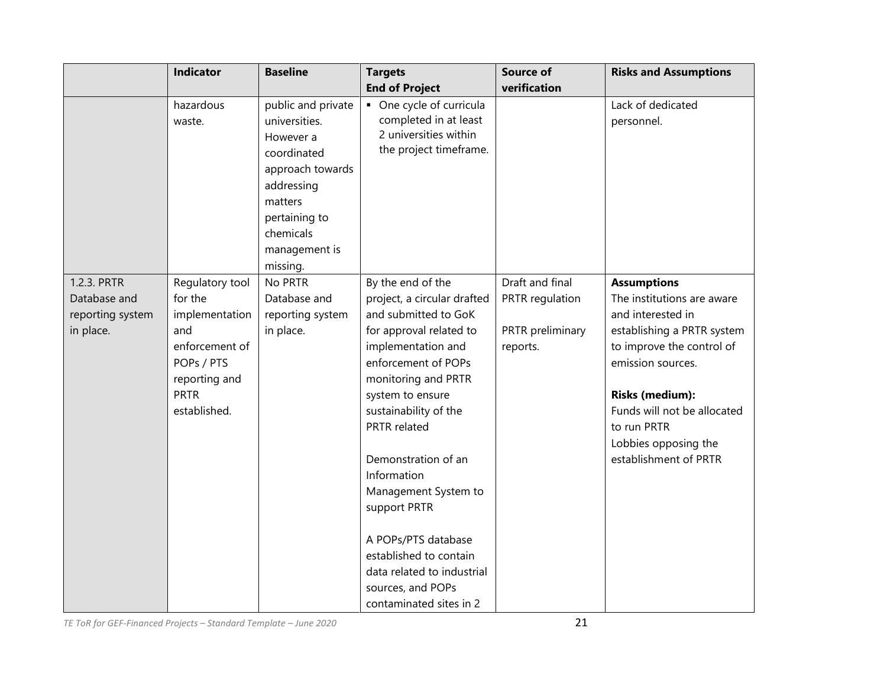| | Indicator | Baseline | Targets<br>End of Project | Source of verification | Risks and Assumptions |
|---|---|---|---|---|---|
| | hazardous waste. | public and private universities. However a coordinated approach towards addressing matters pertaining to chemicals management is missing. | ▪ One cycle of curricula completed in at least 2 universities within the project timeframe. | | Lack of dedicated personnel. |
| 1.2.3. PRTR Database and reporting system in place. | Regulatory tool for the implementation and enforcement of POPs / PTS reporting and PRTR established. | No PRTR Database and reporting system in place. | By the end of the project, a circular drafted and submitted to GoK for approval related to implementation and enforcement of POPs monitoring and PRTR system to ensure sustainability of the PRTR related<br><br>Demonstration of an Information Management System to support PRTR<br><br>A POPs/PTS database established to contain data related to industrial sources, and POPs contaminated sites in 2 | Draft and final PRTR regulation<br><br>PRTR preliminary reports. | **Assumptions**<br>The institutions are aware and interested in establishing a PRTR system to improve the control of emission sources.<br><br>**Risks (medium):**<br>Funds will not be allocated to run PRTR<br>Lobbies opposing the establishment of PRTR |

*TE ToR for GEF-Financed Projects – Standard Template – June 2020*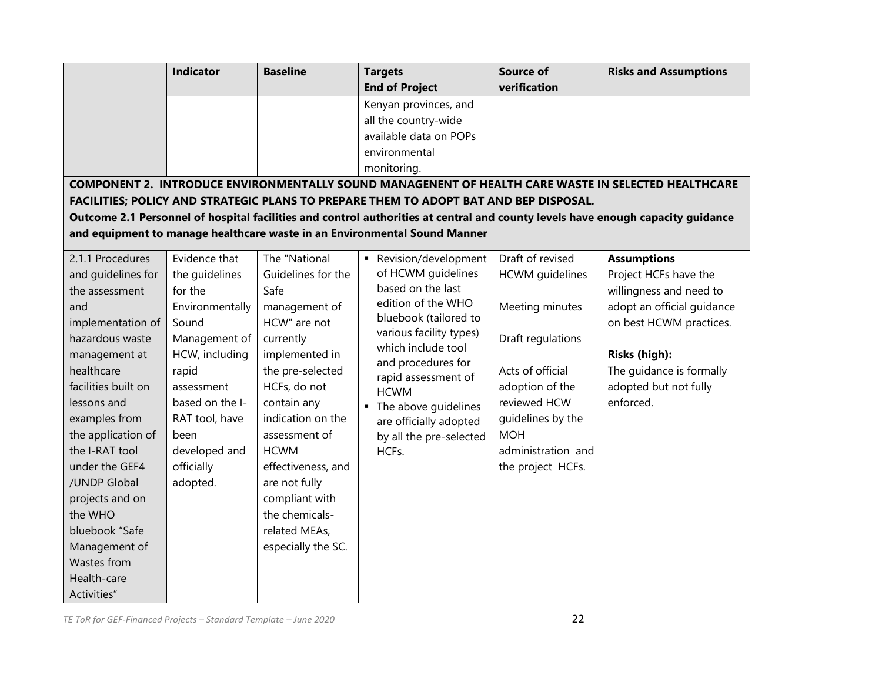| | Indicator | Baseline | Targets End of Project | Source of verification | Risks and Assumptions |
|---|---|---|---|---|---|
| | | | Kenyan provinces, and all the country-wide available data on POPs environmental monitoring. | | |
| **COMPONENT 2. INTRODUCE ENVIRONMENTALLY SOUND MANAGENENT OF HEALTH CARE WASTE IN SELECTED HEALTHCARE FACILITIES; POLICY AND STRATEGIC PLANS TO PREPARE THEM TO ADOPT BAT AND BEP DISPOSAL.** | | | | | |
| **Outcome 2.1 Personnel of hospital facilities and control authorities at central and county levels have enough capacity guidance and equipment to manage healthcare waste in an Environmental Sound Manner** | | | | | |
| 2.1.1 Procedures and guidelines for the assessment and implementation of hazardous waste management at healthcare facilities built on lessons and examples from the application of the I-RAT tool under the GEF4 /UNDP Global projects and on the WHO bluebook "Safe Management of Wastes from Health-care Activities" | Evidence that the guidelines for the Environmentally Sound Management of HCW, including rapid assessment based on the I-RAT tool, have been developed and officially adopted. | The "National Guidelines for the Safe management of HCW" are not currently implemented in the pre-selected HCFs, do not contain any indication on the assessment of HCWM effectiveness, and are not fully compliant with the chemicals-related MEAs, especially the SC. | ▪ Revision/development of HCWM guidelines based on the last edition of the WHO bluebook (tailored to various facility types) which include tool and procedures for rapid assessment of HCWM<br>▪ The above guidelines are officially adopted by all the pre-selected HCFs. | Draft of revised HCWM guidelines<br><br>Meeting minutes<br><br>Draft regulations<br><br>Acts of official adoption of the reviewed HCW guidelines by the MOH administration and the project HCFs. | **Assumptions**<br>Project HCFs have the willingness and need to adopt an official guidance on best HCWM practices.<br><br>**Risks (high):**<br>The guidance is formally adopted but not fully enforced. |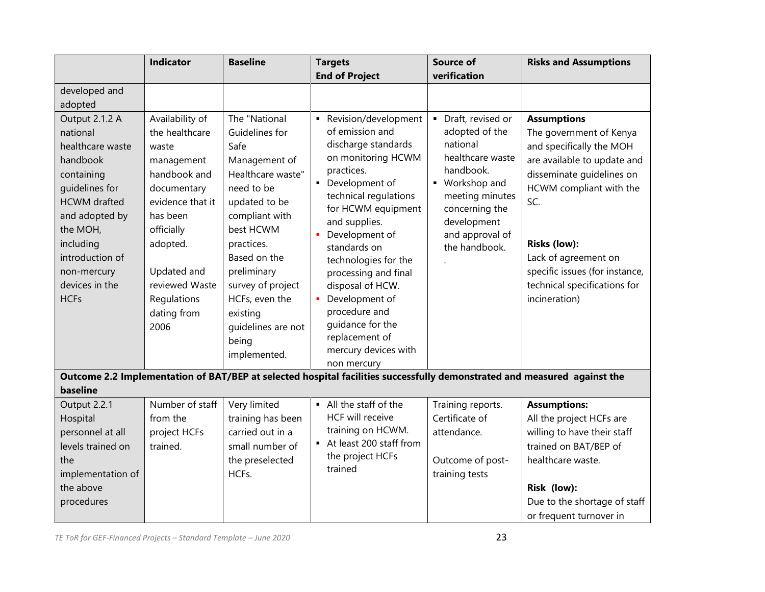| | Indicator | Baseline | Targets<br>End of Project | Source of verification | Risks and Assumptions |
|---|---|---|---|---|---|
| developed and adopted | | | | | |
| Output 2.1.2 A national healthcare waste handbook containing guidelines for HCWM drafted and adopted by the MOH, including introduction of non-mercury devices in the HCFs | Availability of the healthcare waste management handbook and documentary evidence that it has been officially adopted.<br><br>Updated and reviewed Waste Regulations dating from 2006 | The "National Guidelines for Safe Management of Healthcare waste" need to be updated to be compliant with best HCWM practices.<br>Based on the preliminary survey of project HCFs, even the existing guidelines are not being implemented. | ▪ Revision/development of emission and discharge standards on monitoring HCWM practices.<br>▪ Development of technical regulations for HCWM equipment and supplies.<br>▪ Development of standards on technologies for the processing and final disposal of HCW.<br>▪ Development of procedure and guidance for the replacement of mercury devices with non mercury | ▪ Draft, revised or adopted of the national healthcare waste handbook.<br>▪ Workshop and meeting minutes concerning the development and approval of the handbook.<br>. | **Assumptions**<br>The government of Kenya and specifically the MOH are available to update and disseminate guidelines on HCWM compliant with the SC.<br><br>**Risks (low):**<br>Lack of agreement on specific issues (for instance, technical specifications for incineration) |
| **Outcome 2.2 Implementation of BAT/BEP at selected hospital facilities successfully demonstrated and measured against the baseline** | | | | | |
| Output 2.2.1 Hospital personnel at all levels trained on the implementation of the above procedures | Number of staff from the project HCFs trained. | Very limited training has been carried out in a small number of the preselected HCFs. | ▪ All the staff of the HCF will receive training on HCWM.<br>▪ At least 200 staff from the project HCFs trained | Training reports. Certificate of attendance.<br><br>Outcome of post-training tests | **Assumptions:**<br>All the project HCFs are willing to have their staff trained on BAT/BEP of healthcare waste.<br><br>**Risk (low):**<br>Due to the shortage of staff or frequent turnover in |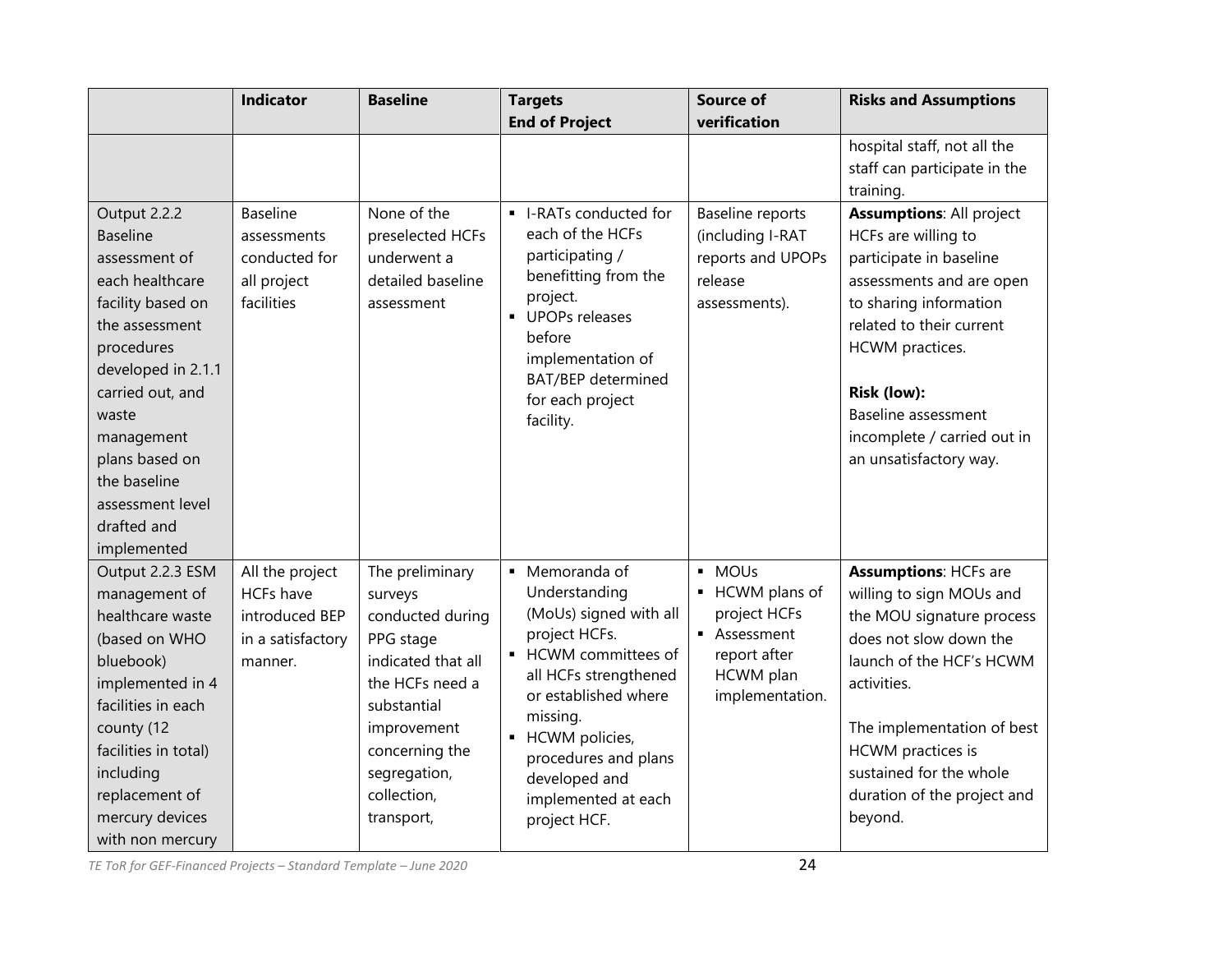| | Indicator | Baseline | Targets<br>End of Project | Source of verification | Risks and Assumptions |
|---|---|---|---|---|---|
| | | | | | hospital staff, not all the staff can participate in the training. |
| Output 2.2.2 Baseline assessment of each healthcare facility based on the assessment procedures developed in 2.1.1 carried out, and waste management plans based on the baseline assessment level drafted and implemented | Baseline assessments conducted for all project facilities | None of the preselected HCFs underwent a detailed baseline assessment | ▪ I-RATs conducted for each of the HCFs participating / benefitting from the project.<br>▪ UPOPs releases before implementation of BAT/BEP determined for each project facility. | Baseline reports (including I-RAT reports and UPOPs release assessments). | **Assumptions**: All project HCFs are willing to participate in baseline assessments and are open to sharing information related to their current HCWM practices.<br><br>**Risk (low):**<br>Baseline assessment incomplete / carried out in an unsatisfactory way. |
| Output 2.2.3 ESM management of healthcare waste (based on WHO bluebook) implemented in 4 facilities in each county (12 facilities in total) including replacement of mercury devices with non mercury | All the project HCFs have introduced BEP in a satisfactory manner. | The preliminary surveys conducted during PPG stage indicated that all the HCFs need a substantial improvement concerning the segregation, collection, transport, | ▪ Memoranda of Understanding (MoUs) signed with all project HCFs.<br>▪ HCWM committees of all HCFs strengthened or established where missing.<br>▪ HCWM policies, procedures and plans developed and implemented at each project HCF. | ▪ MOUs<br>▪ HCWM plans of project HCFs<br>▪ Assessment report after HCWM plan implementation. | **Assumptions**: HCFs are willing to sign MOUs and the MOU signature process does not slow down the launch of the HCF's HCWM activities.<br><br>The implementation of best HCWM practices is sustained for the whole duration of the project and beyond. |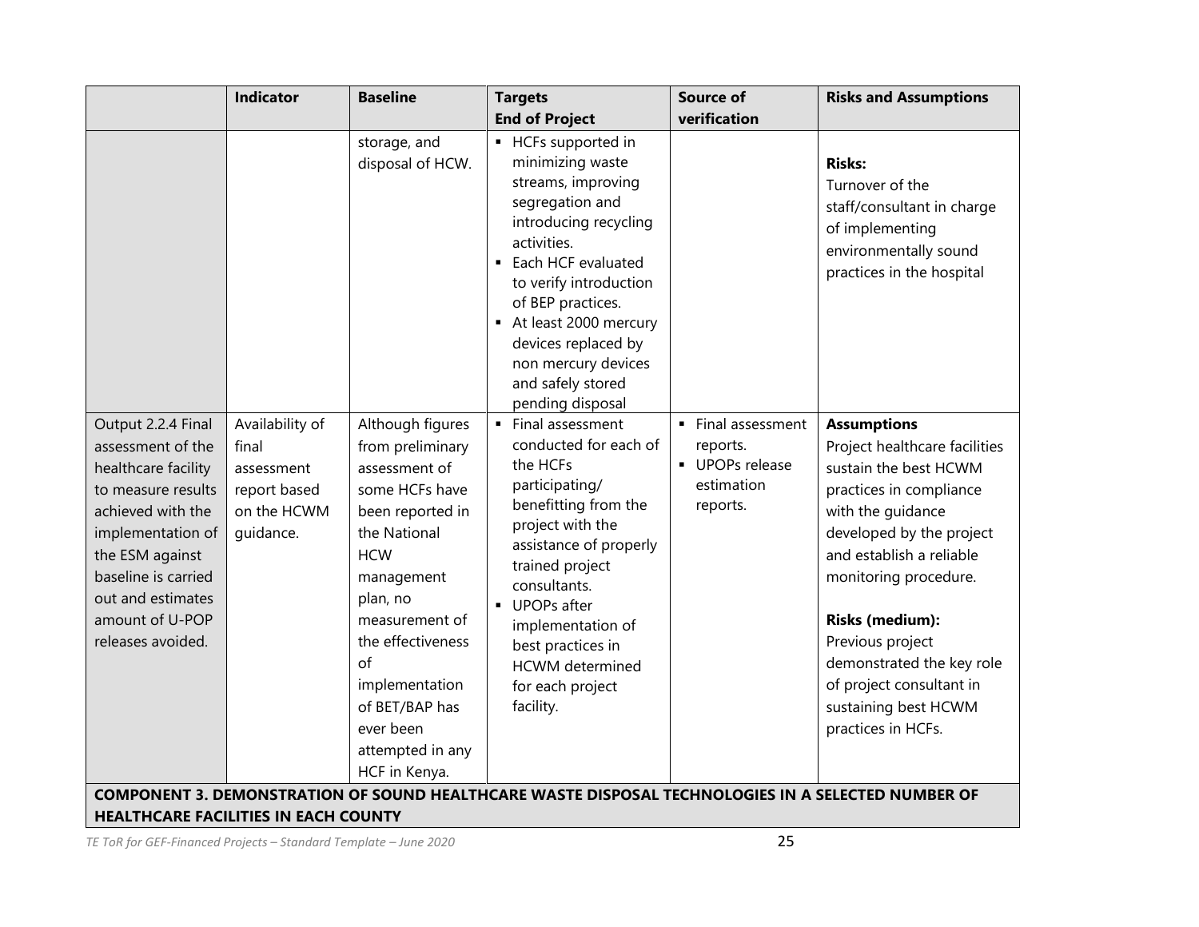| | Indicator | Baseline | Targets<br>End of Project | Source of verification | Risks and Assumptions |
|---|---|---|---|---|---|
| | | storage, and disposal of HCW. | ▪ HCFs supported in minimizing waste streams, improving segregation and introducing recycling activities.<br>▪ Each HCF evaluated to verify introduction of BEP practices.<br>▪ At least 2000 mercury devices replaced by non mercury devices and safely stored pending disposal | | **Risks:**<br>Turnover of the staff/consultant in charge of implementing environmentally sound practices in the hospital |
| Output 2.2.4 Final assessment of the healthcare facility to measure results achieved with the implementation of the ESM against baseline is carried out and estimates amount of U-POP releases avoided. | Availability of final assessment report based on the HCWM guidance. | Although figures from preliminary assessment of some HCFs have been reported in the National HCW management plan, no measurement of the effectiveness of implementation of BET/BAP has ever been attempted in any HCF in Kenya. | ▪ Final assessment conducted for each of the HCFs participating/ benefitting from the project with the assistance of properly trained project consultants.<br>▪ UPOPs after implementation of best practices in HCWM determined for each project facility. | ▪ Final assessment reports.<br>▪ UPOPs release estimation reports. | **Assumptions**<br>Project healthcare facilities sustain the best HCWM practices in compliance with the guidance developed by the project and establish a reliable monitoring procedure.<br><br>**Risks (medium):**<br>Previous project demonstrated the key role of project consultant in sustaining best HCWM practices in HCFs. |
| **COMPONENT 3. DEMONSTRATION OF SOUND HEALTHCARE WASTE DISPOSAL TECHNOLOGIES IN A SELECTED NUMBER OF HEALTHCARE FACILITIES IN EACH COUNTY** | | | | | |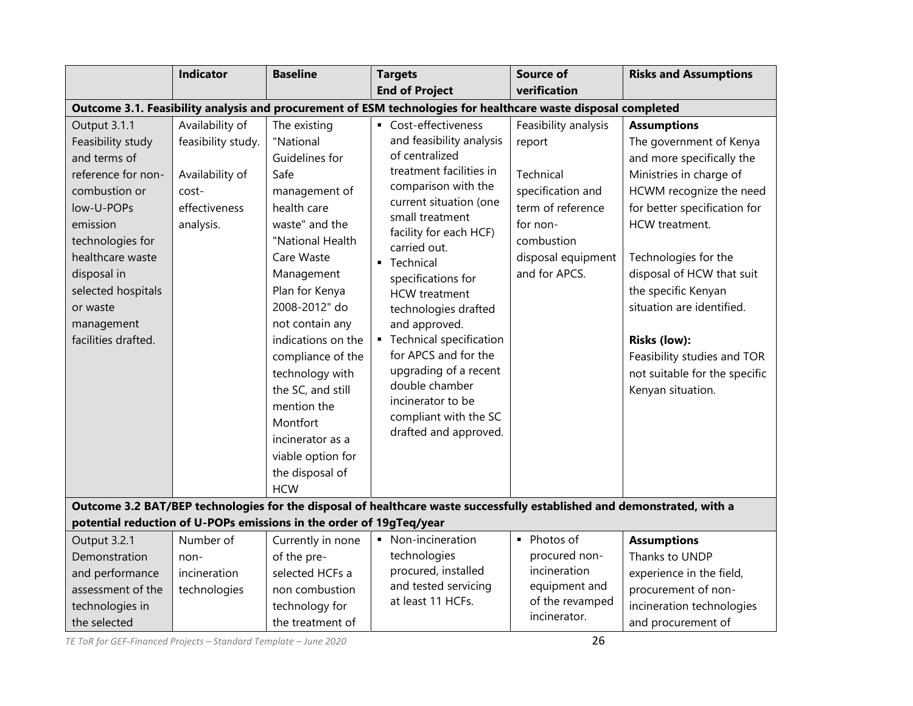| | Indicator | Baseline | Targets<br>End of Project | Source of verification | Risks and Assumptions |
|---|---|---|---|---|---|
| **Outcome 3.1. Feasibility analysis and procurement of ESM technologies for healthcare waste disposal completed** | | | | | |
| Output 3.1.1 Feasibility study and terms of reference for non-combustion or low-U-POPs emission technologies for healthcare waste disposal in selected hospitals or waste management facilities drafted. | Availability of feasibility study.<br><br>Availability of cost-effectiveness analysis. | The existing "National Guidelines for Safe management of health care waste" and the "National Health Care Waste Management Plan for Kenya 2008-2012" do not contain any indications on the compliance of the technology with the SC, and still mention the Montfort incinerator as a viable option for the disposal of HCW | ▪ Cost-effectiveness and feasibility analysis of centralized treatment facilities in comparison with the current situation (one small treatment facility for each HCF) carried out.<br>▪ Technical specifications for HCW treatment technologies drafted and approved.<br>▪ Technical specification for APCS and for the upgrading of a recent double chamber incinerator to be compliant with the SC drafted and approved. | Feasibility analysis report<br><br>Technical specification and term of reference for non-combustion disposal equipment and for APCS. | **Assumptions**<br>The government of Kenya and more specifically the Ministries in charge of HCWM recognize the need for better specification for HCW treatment.<br><br>Technologies for the disposal of HCW that suit the specific Kenyan situation are identified.<br><br>**Risks (low):**<br>Feasibility studies and TOR not suitable for the specific Kenyan situation. |
| **Outcome 3.2 BAT/BEP technologies for the disposal of healthcare waste successfully established and demonstrated, with a potential reduction of U-POPs emissions in the order of 19gTeq/year** | | | | | |
| Output 3.2.1 Demonstration and performance assessment of the technologies in the selected | Number of non-incineration technologies | Currently in none of the pre-selected HCFs a non combustion technology for the treatment of | ▪ Non-incineration technologies procured, installed and tested servicing at least 11 HCFs. | ▪ Photos of procured non-incineration equipment and of the revamped incinerator. | **Assumptions**<br>Thanks to UNDP experience in the field, procurement of non-incineration technologies and procurement of |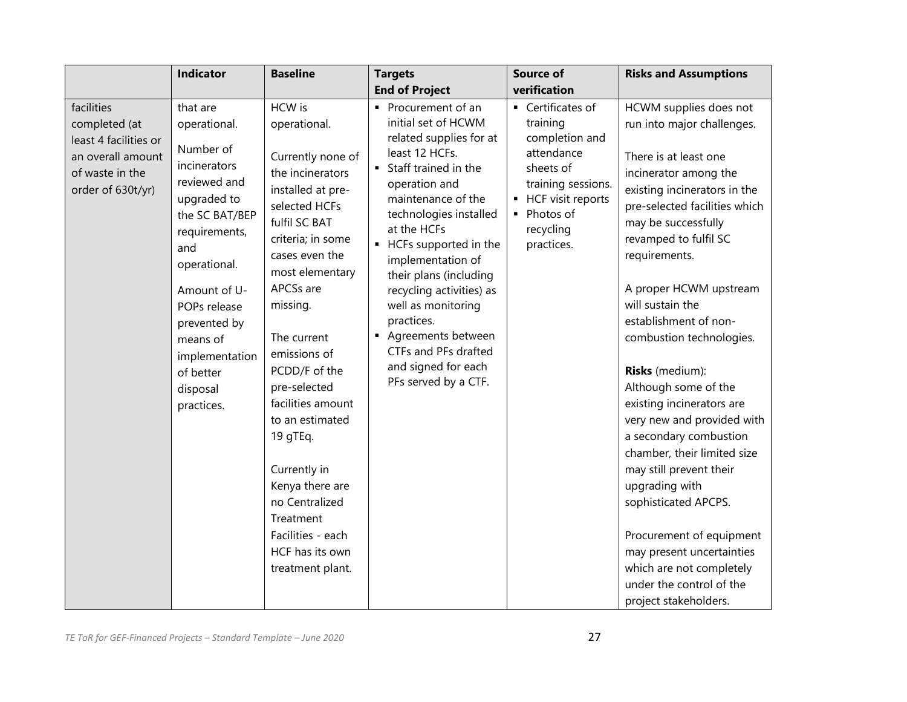| | Indicator | Baseline | Targets<br>End of Project | Source of verification | Risks and Assumptions |
|---|---|---|---|---|---|
| facilities completed (at least 4 facilities or an overall amount of waste in the order of 630t/yr) | that are operational.<br><br>Number of incinerators reviewed and upgraded to the SC BAT/BEP requirements, and operational.<br><br>Amount of U-POPs release prevented by means of implementation of better disposal practices. | HCW is operational.<br><br>Currently none of the incinerators installed at pre-selected HCFs fulfil SC BAT criteria; in some cases even the most elementary APCSs are missing.<br><br>The current emissions of PCDD/F of the pre-selected facilities amount to an estimated 19 gTEq.<br><br>Currently in Kenya there are no Centralized Treatment Facilities - each HCF has its own treatment plant. | ▪ Procurement of an initial set of HCWM related supplies for at least 12 HCFs.<br>▪ Staff trained in the operation and maintenance of the technologies installed at the HCFs<br>▪ HCFs supported in the implementation of their plans (including recycling activities) as well as monitoring practices.<br>▪ Agreements between CTFs and PFs drafted and signed for each PFs served by a CTF. | ▪ Certificates of training completion and attendance sheets of training sessions.<br>▪ HCF visit reports<br>▪ Photos of recycling practices. | HCWM supplies does not run into major challenges.<br><br>There is at least one incinerator among the existing incinerators in the pre-selected facilities which may be successfully revamped to fulfil SC requirements.<br><br>A proper HCWM upstream will sustain the establishment of non-combustion technologies.<br><br>**Risks** (medium):<br>Although some of the existing incinerators are very new and provided with a secondary combustion chamber, their limited size may still prevent their upgrading with sophisticated APCPS.<br><br>Procurement of equipment may present uncertainties which are not completely under the control of the project stakeholders. |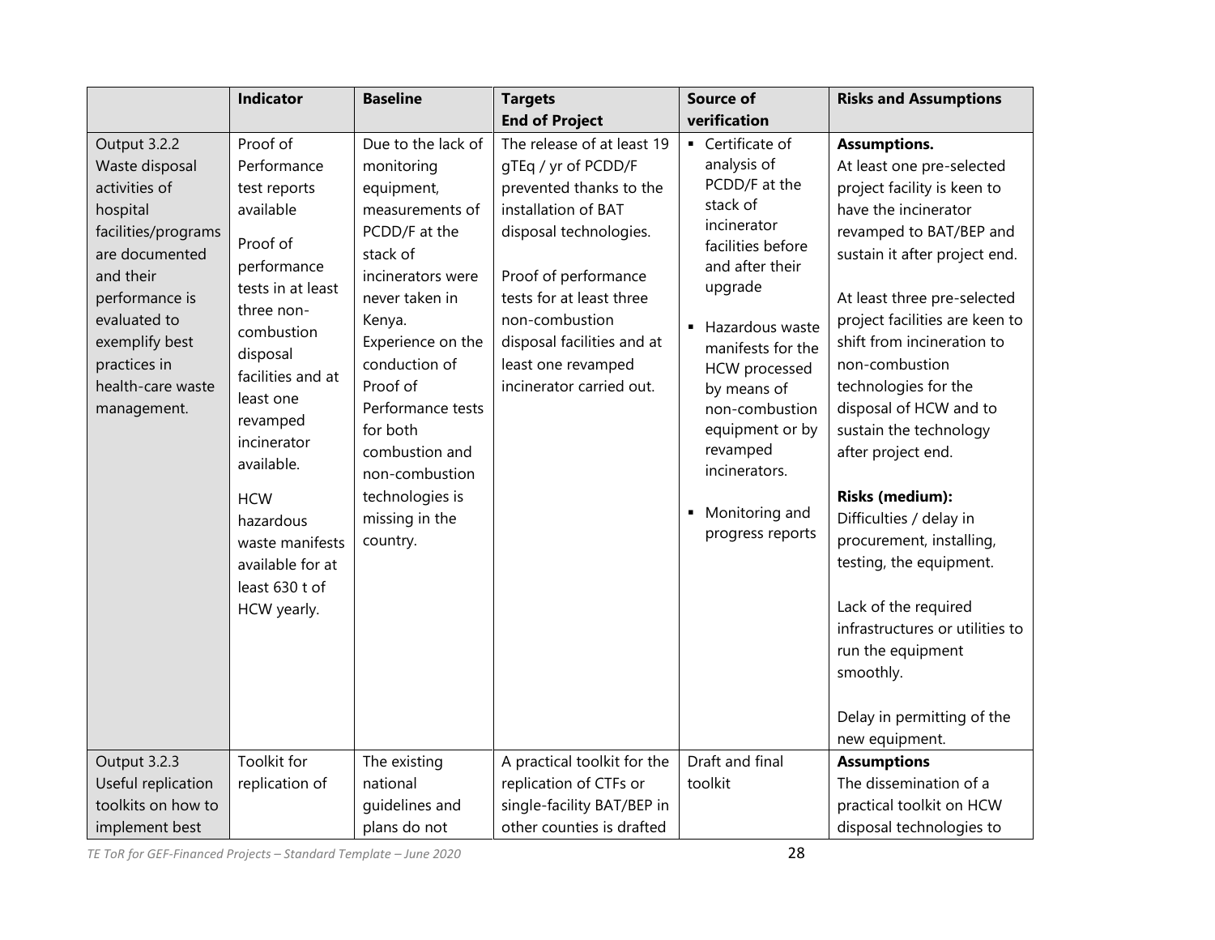| | Indicator | Baseline | Targets End of Project | Source of verification | Risks and Assumptions |
|---|---|---|---|---|---|
| Output 3.2.2 Waste disposal activities of hospital facilities/programs are documented and their performance is evaluated to exemplify best practices in health-care waste management. | Proof of Performance test reports available<br><br>Proof of performance tests in at least three non-combustion disposal facilities and at least one revamped incinerator available.<br><br>HCW hazardous waste manifests available for at least 630 t of HCW yearly. | Due to the lack of monitoring equipment, measurements of PCDD/F at the stack of incinerators were never taken in Kenya. Experience on the conduction of Proof of Performance tests for both combustion and non-combustion technologies is missing in the country. | The release of at least 19 gTEq / yr of PCDD/F prevented thanks to the installation of BAT disposal technologies.<br><br>Proof of performance tests for at least three non-combustion disposal facilities and at least one revamped incinerator carried out. | ▪ Certificate of analysis of PCDD/F at the stack of incinerator facilities before and after their upgrade<br><br>▪ Hazardous waste manifests for the HCW processed by means of non-combustion equipment or by revamped incinerators.<br><br>▪ Monitoring and progress reports | **Assumptions.**<br>At least one pre-selected project facility is keen to have the incinerator revamped to BAT/BEP and sustain it after project end.<br><br>At least three pre-selected project facilities are keen to shift from incineration to non-combustion technologies for the disposal of HCW and to sustain the technology after project end.<br><br>**Risks (medium):**<br>Difficulties / delay in procurement, installing, testing, the equipment.<br><br>Lack of the required infrastructures or utilities to run the equipment smoothly.<br><br>Delay in permitting of the new equipment. |
| Output 3.2.3 Useful replication toolkits on how to implement best | Toolkit for replication of | The existing national guidelines and plans do not | A practical toolkit for the replication of CTFs or single-facility BAT/BEP in other counties is drafted | Draft and final toolkit | **Assumptions**<br>The dissemination of a practical toolkit on HCW disposal technologies to |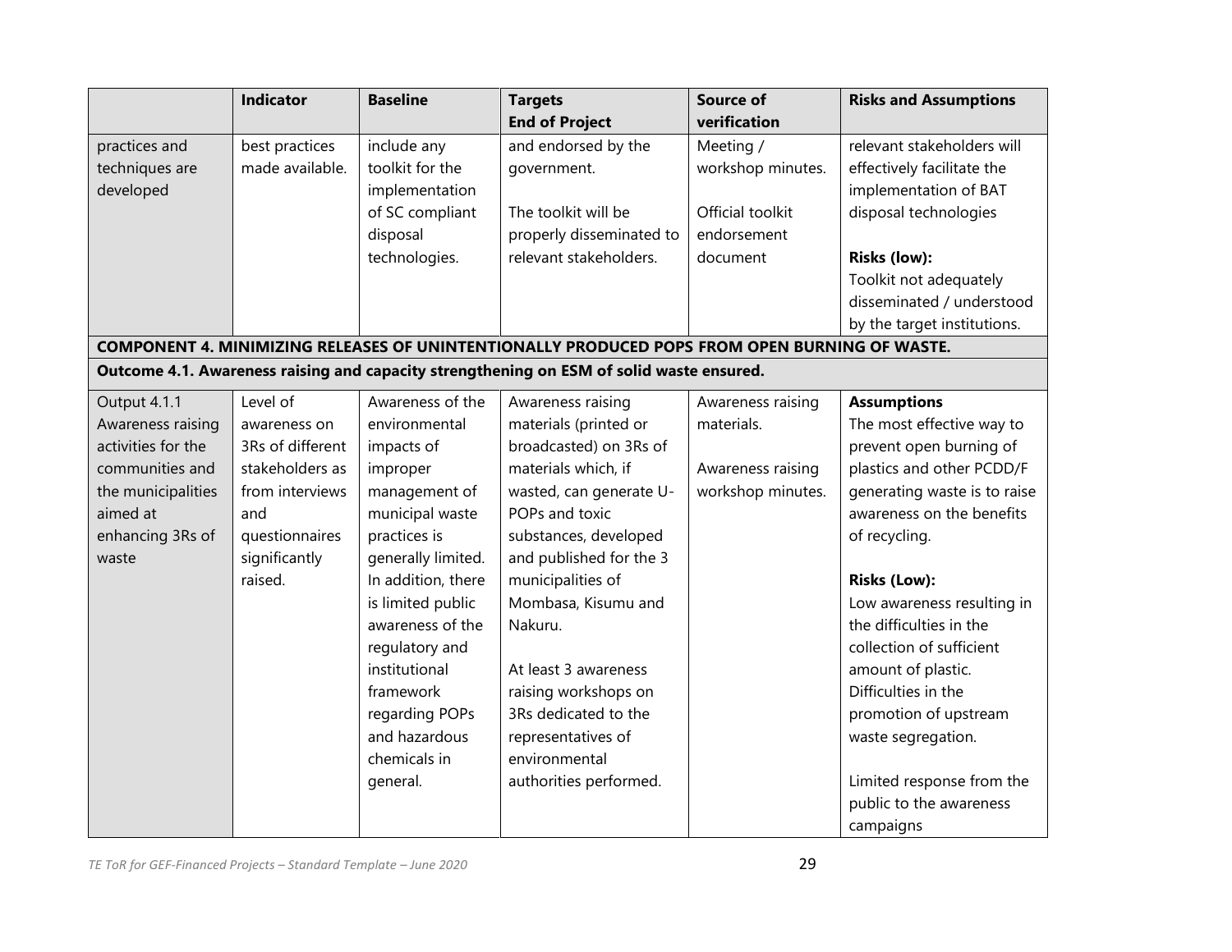| | Indicator | Baseline | Targets<br>End of Project | Source of verification | Risks and Assumptions |
|---|---|---|---|---|---|
| practices and techniques are developed | best practices made available. | include any toolkit for the implementation of SC compliant disposal technologies. | and endorsed by the government.<br><br>The toolkit will be properly disseminated to relevant stakeholders. | Meeting / workshop minutes.<br><br>Official toolkit endorsement document | relevant stakeholders will effectively facilitate the implementation of BAT disposal technologies<br><br>**Risks (low):**<br>Toolkit not adequately disseminated / understood by the target institutions. |
| **COMPONENT 4. MINIMIZING RELEASES OF UNINTENTIONALLY PRODUCED POPS FROM OPEN BURNING OF WASTE.** | | | | | |
| **Outcome 4.1. Awareness raising and capacity strengthening on ESM of solid waste ensured.** | | | | | |
| Output 4.1.1 Awareness raising activities for the communities and the municipalities aimed at enhancing 3Rs of waste | Level of awareness on 3Rs of different stakeholders as from interviews and questionnaires significantly raised. | Awareness of the environmental impacts of improper management of municipal waste practices is generally limited. In addition, there is limited public awareness of the regulatory and institutional framework regarding POPs and hazardous chemicals in general. | Awareness raising materials (printed or broadcasted) on 3Rs of materials which, if wasted, can generate U-POPs and toxic substances, developed and published for the 3 municipalities of Mombasa, Kisumu and Nakuru.<br><br>At least 3 awareness raising workshops on 3Rs dedicated to the representatives of environmental authorities performed. | Awareness raising materials.<br><br>Awareness raising workshop minutes. | **Assumptions**<br>The most effective way to prevent open burning of plastics and other PCDD/F generating waste is to raise awareness on the benefits of recycling.<br><br>**Risks (Low):**<br>Low awareness resulting in the difficulties in the collection of sufficient amount of plastic. Difficulties in the promotion of upstream waste segregation.<br><br>Limited response from the public to the awareness campaigns |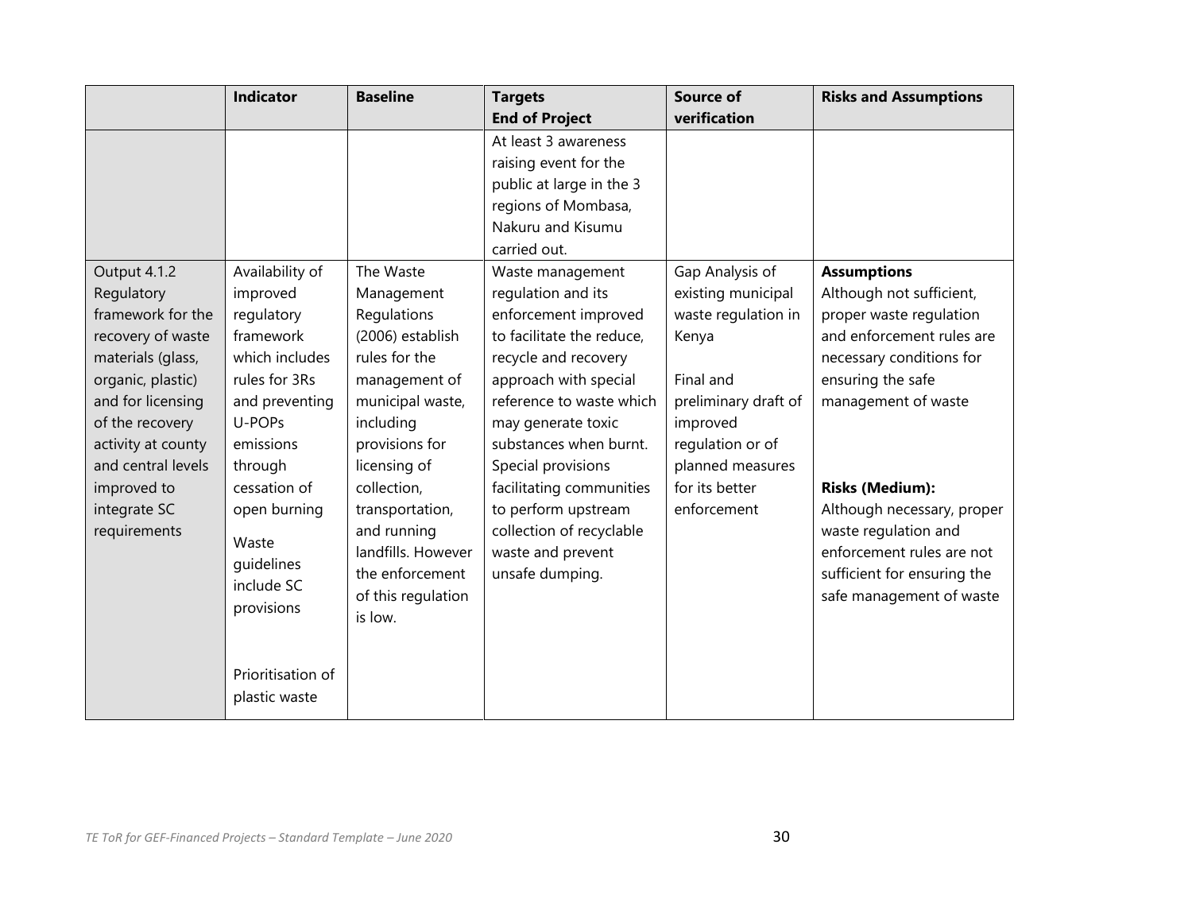| | Indicator | Baseline | Targets End of Project | Source of verification | Risks and Assumptions |
|---|---|---|---|---|---|
| | | | At least 3 awareness raising event for the public at large in the 3 regions of Mombasa, Nakuru and Kisumu carried out. | | |
| Output 4.1.2 Regulatory framework for the recovery of waste materials (glass, organic, plastic) and for licensing of the recovery activity at county and central levels improved to integrate SC requirements | Availability of improved regulatory framework which includes rules for 3Rs and preventing U-POPs emissions through cessation of open burning<br><br>Waste guidelines include SC provisions<br><br>Prioritisation of plastic waste | The Waste Management Regulations (2006) establish rules for the management of municipal waste, including provisions for licensing of collection, transportation, and running landfills. However the enforcement of this regulation is low. | Waste management regulation and its enforcement improved to facilitate the reduce, recycle and recovery approach with special reference to waste which may generate toxic substances when burnt. Special provisions facilitating communities to perform upstream collection of recyclable waste and prevent unsafe dumping. | Gap Analysis of existing municipal waste regulation in Kenya<br><br>Final and preliminary draft of improved regulation or of planned measures for its better enforcement | **Assumptions**<br>Although not sufficient, proper waste regulation and enforcement rules are necessary conditions for ensuring the safe management of waste<br><br>**Risks (Medium):**<br>Although necessary, proper waste regulation and enforcement rules are not sufficient for ensuring the safe management of waste |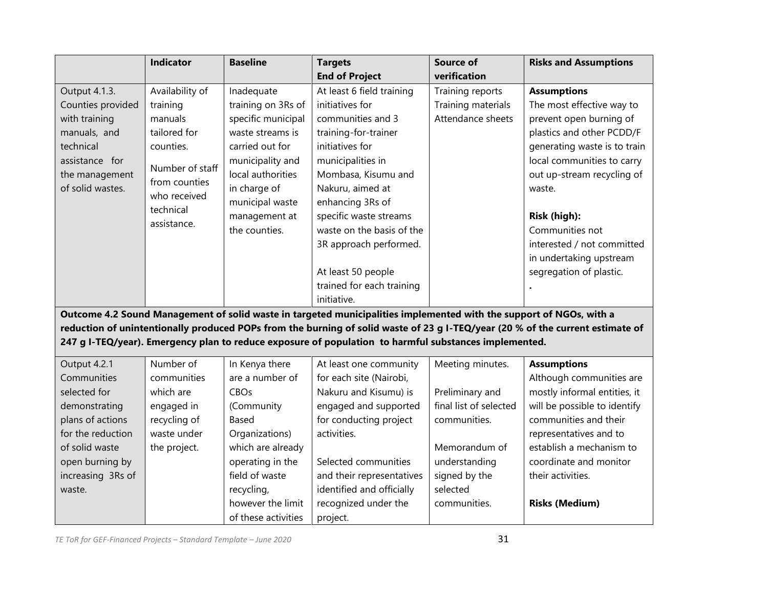| | Indicator | Baseline | Targets End of Project | Source of verification | Risks and Assumptions |
|---|---|---|---|---|---|
| Output 4.1.3. Counties provided with training manuals, and technical assistance for the management of solid wastes. | Availability of training manuals tailored for counties.<br><br>Number of staff from counties who received technical assistance. | Inadequate training on 3Rs of specific municipal waste streams is carried out for municipality and local authorities in charge of municipal waste management at the counties. | At least 6 field training initiatives for communities and 3 training-for-trainer initiatives for municipalities in Mombasa, Kisumu and Nakuru, aimed at enhancing 3Rs of specific waste streams waste on the basis of the 3R approach performed.<br><br>At least 50 people trained for each training initiative. | Training reports<br>Training materials<br>Attendance sheets | **Assumptions**<br>The most effective way to prevent open burning of plastics and other PCDD/F generating waste is to train local communities to carry out up-stream recycling of waste.<br><br>**Risk (high):**<br>Communities not interested / not committed in undertaking upstream segregation of plastic.<br>. |
| **Outcome 4.2 Sound Management of solid waste in targeted municipalities implemented with the support of NGOs, with a reduction of unintentionally produced POPs from the burning of solid waste of 23 g I-TEQ/year (20 % of the current estimate of 247 g I-TEQ/year). Emergency plan to reduce exposure of population to harmful substances implemented.** | | | | | |
| Output 4.2.1 Communities selected for demonstrating plans of actions for the reduction of solid waste open burning by increasing 3Rs of waste. | Number of communities which are engaged in recycling of waste under the project. | In Kenya there are a number of CBOs (Community Based Organizations) which are already operating in the field of waste recycling, however the limit of these activities | At least one community for each site (Nairobi, Nakuru and Kisumu) is engaged and supported for conducting project activities.<br><br>Selected communities and their representatives identified and officially recognized under the project. | Meeting minutes.<br><br>Preliminary and final list of selected communities.<br><br>Memorandum of understanding signed by the selected communities. | **Assumptions**<br>Although communities are mostly informal entities, it will be possible to identify communities and their representatives and to establish a mechanism to coordinate and monitor their activities.<br><br>**Risks (Medium)** |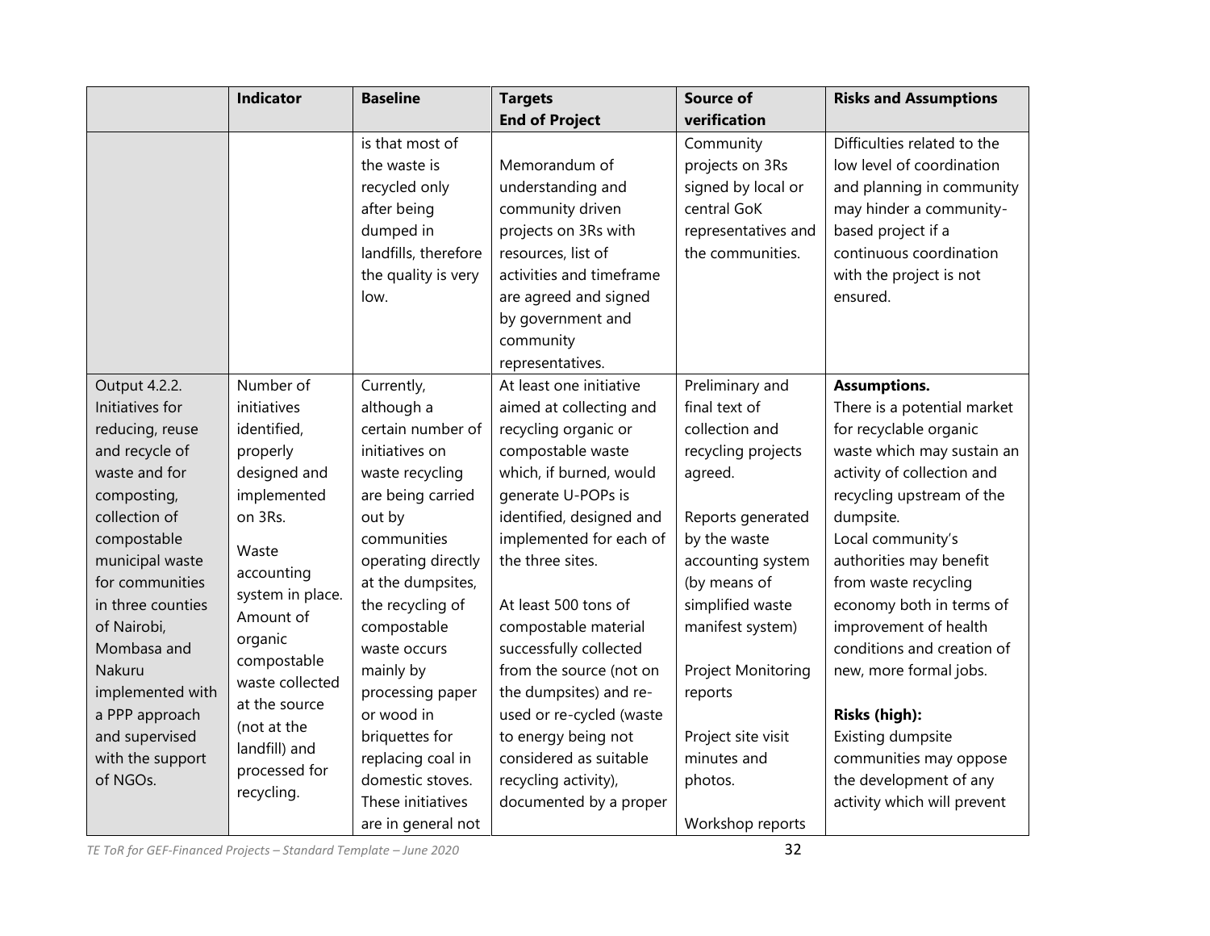| | Indicator | Baseline | Targets End of Project | Source of verification | Risks and Assumptions |
|---|---|---|---|---|---|
| | | is that most of the waste is recycled only after being dumped in landfills, therefore the quality is very low. | Memorandum of understanding and community driven projects on 3Rs with resources, list of activities and timeframe are agreed and signed by government and community representatives. | Community projects on 3Rs signed by local or central GoK representatives and the communities. | Difficulties related to the low level of coordination and planning in community may hinder a community-based project if a continuous coordination with the project is not ensured. |
| Output 4.2.2. Initiatives for reducing, reuse and recycle of waste and for composting, collection of compostable municipal waste for communities in three counties of Nairobi, Mombasa and Nakuru implemented with a PPP approach and supervised with the support of NGOs. | Number of initiatives identified, properly designed and implemented on 3Rs.<br><br>Waste accounting system in place. Amount of organic compostable waste collected at the source (not at the landfill) and processed for recycling. | Currently, although a certain number of initiatives on waste recycling are being carried out by communities operating directly at the dumpsites, the recycling of compostable waste occurs mainly by processing paper or wood in briquettes for replacing coal in domestic stoves. These initiatives are in general not | At least one initiative aimed at collecting and recycling organic or compostable waste which, if burned, would generate U-POPs is identified, designed and implemented for each of the three sites.<br><br>At least 500 tons of compostable material successfully collected from the source (not on the dumpsites) and re-used or re-cycled (waste to energy being not considered as suitable recycling activity), documented by a proper | Preliminary and final text of collection and recycling projects agreed.<br><br>Reports generated by the waste accounting system (by means of simplified waste manifest system)<br><br>Project Monitoring reports<br><br>Project site visit minutes and photos.<br><br>Workshop reports | **Assumptions.**<br>There is a potential market for recyclable organic waste which may sustain an activity of collection and recycling upstream of the dumpsite.<br>Local community's authorities may benefit from waste recycling economy both in terms of improvement of health conditions and creation of new, more formal jobs.<br><br>**Risks (high):**<br>Existing dumpsite communities may oppose the development of any activity which will prevent |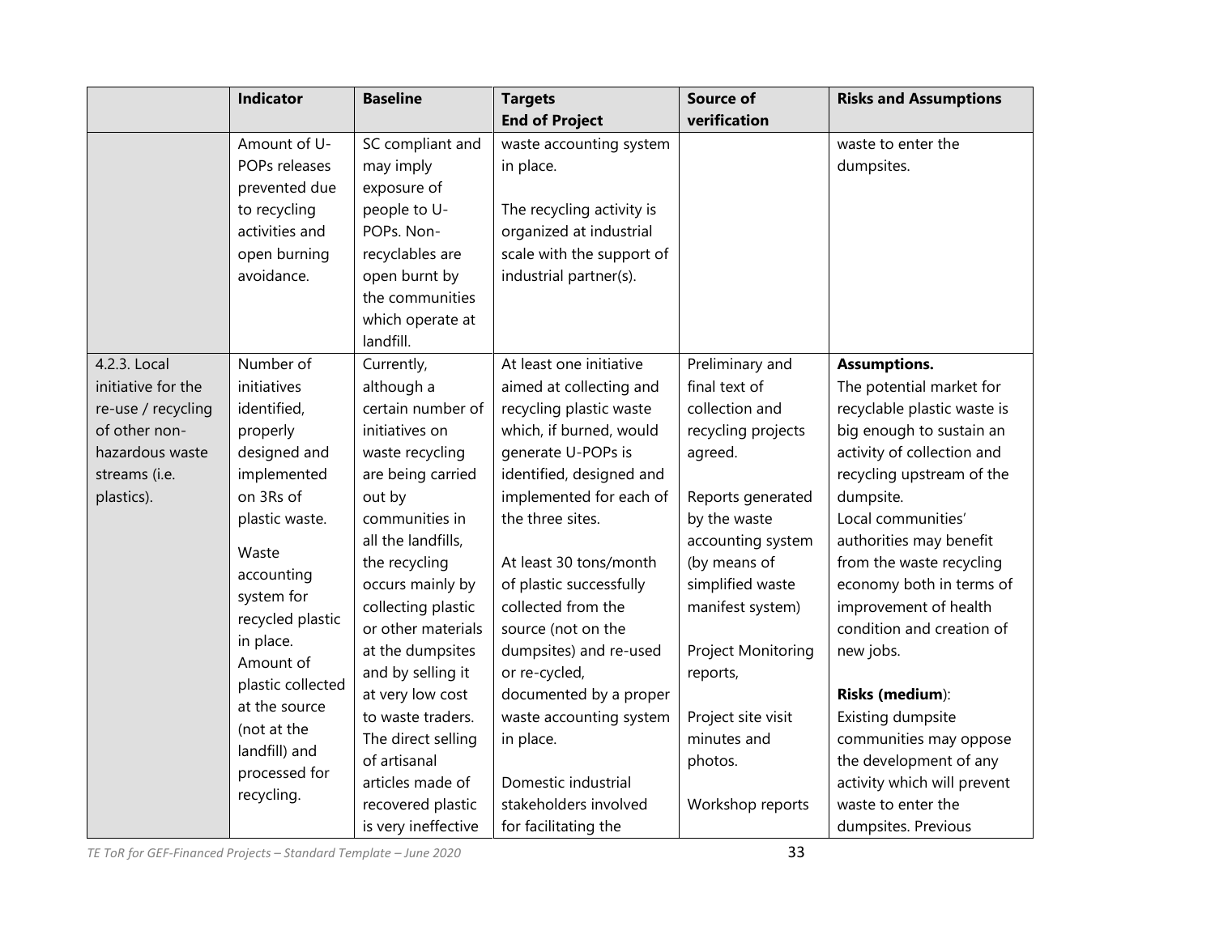| | Indicator | Baseline | Targets<br>End of Project | Source of verification | Risks and Assumptions |
|---|---|---|---|---|---|
| | Amount of U-POPs releases prevented due to recycling activities and open burning avoidance. | SC compliant and may imply exposure of people to U-POPs. Non-recyclables are open burnt by the communities which operate at landfill. | waste accounting system in place.<br><br>The recycling activity is organized at industrial scale with the support of industrial partner(s). | | waste to enter the dumpsites. |
| 4.2.3. Local initiative for the re-use / recycling of other non-hazardous waste streams (i.e. plastics). | Number of initiatives identified, properly designed and implemented on 3Rs of plastic waste.<br><br>Waste accounting system for recycled plastic in place.<br>Amount of plastic collected at the source (not at the landfill) and processed for recycling. | Currently, although a certain number of initiatives on waste recycling are being carried out by communities in all the landfills, the recycling occurs mainly by collecting plastic or other materials at the dumpsites and by selling it at very low cost to waste traders. The direct selling of artisanal articles made of recovered plastic is very ineffective | At least one initiative aimed at collecting and recycling plastic waste which, if burned, would generate U-POPs is identified, designed and implemented for each of the three sites.<br><br>At least 30 tons/month of plastic successfully collected from the source (not on the dumpsites) and re-used or re-cycled, documented by a proper waste accounting system in place.<br><br>Domestic industrial stakeholders involved for facilitating the | Preliminary and final text of collection and recycling projects agreed.<br><br>Reports generated by the waste accounting system (by means of simplified waste manifest system)<br><br>Project Monitoring reports,<br><br>Project site visit minutes and photos.<br><br>Workshop reports | **Assumptions.**<br>The potential market for recyclable plastic waste is big enough to sustain an activity of collection and recycling upstream of the dumpsite.<br>Local communities' authorities may benefit from the waste recycling economy both in terms of improvement of health condition and creation of new jobs.<br><br>**Risks (medium)**:<br>Existing dumpsite communities may oppose the development of any activity which will prevent waste to enter the dumpsites. Previous |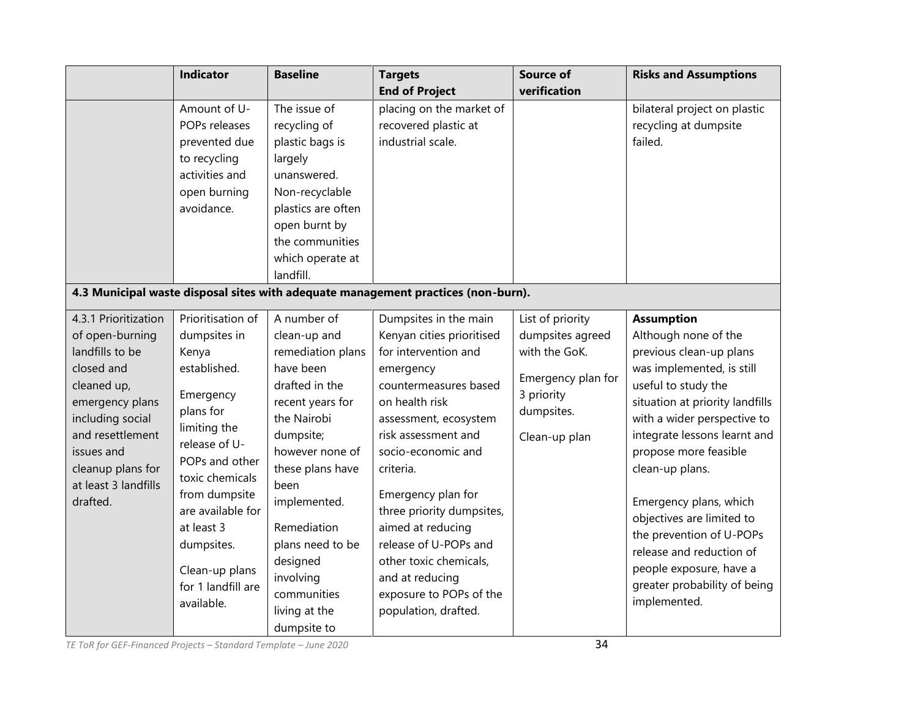| | Indicator | Baseline | Targets End of Project | Source of verification | Risks and Assumptions |
|---|---|---|---|---|---|
| | Amount of U-POPs releases prevented due to recycling activities and open burning avoidance. | The issue of recycling of plastic bags is largely unanswered. Non-recyclable plastics are often open burnt by the communities which operate at landfill. | placing on the market of recovered plastic at industrial scale. | | bilateral project on plastic recycling at dumpsite failed. |
| **4.3 Municipal waste disposal sites with adequate management practices (non-burn).** | | | | | |
| 4.3.1 Prioritization of open-burning landfills to be closed and cleaned up, emergency plans including social and resettlement issues and cleanup plans for at least 3 landfills drafted. | Prioritisation of dumpsites in Kenya established.<br><br>Emergency plans for limiting the release of U-POPs and other toxic chemicals from dumpsite are available for at least 3 dumpsites.<br><br>Clean-up plans for 1 landfill are available. | A number of clean-up and remediation plans have been drafted in the recent years for the Nairobi dumpsite; however none of these plans have been implemented.<br><br>Remediation plans need to be designed involving communities living at the dumpsite to | Dumpsites in the main Kenyan cities prioritised for intervention and emergency countermeasures based on health risk assessment, ecosystem risk assessment and socio-economic and criteria.<br><br>Emergency plan for three priority dumpsites, aimed at reducing release of U-POPs and other toxic chemicals, and at reducing exposure to POPs of the population, drafted. | List of priority dumpsites agreed with the GoK.<br><br>Emergency plan for 3 priority dumpsites.<br><br>Clean-up plan | **Assumption**<br>Although none of the previous clean-up plans was implemented, is still useful to study the situation at priority landfills with a wider perspective to integrate lessons learnt and propose more feasible clean-up plans.<br><br>Emergency plans, which objectives are limited to the prevention of U-POPs release and reduction of people exposure, have a greater probability of being implemented. |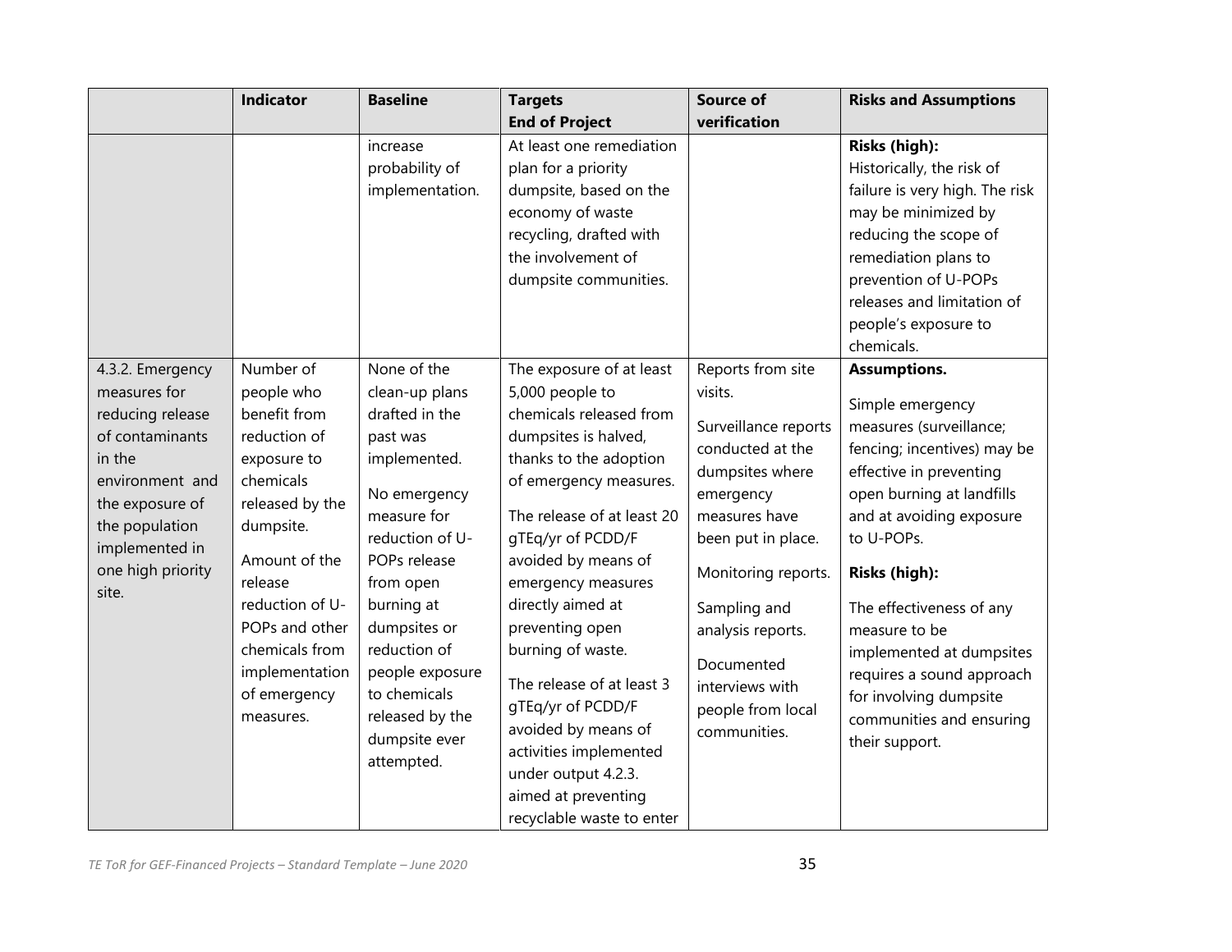| | Indicator | Baseline | Targets End of Project | Source of verification | Risks and Assumptions |
|---|---|---|---|---|---|
| | | increase probability of implementation. | At least one remediation plan for a priority dumpsite, based on the economy of waste recycling, drafted with the involvement of dumpsite communities. | | **Risks (high):** Historically, the risk of failure is very high. The risk may be minimized by reducing the scope of remediation plans to prevention of U-POPs releases and limitation of people's exposure to chemicals. |
| 4.3.2. Emergency measures for reducing release of contaminants in the environment and the exposure of the population implemented in one high priority site. | Number of people who benefit from reduction of exposure to chemicals released by the dumpsite.<br><br>Amount of the release reduction of U-POPs and other chemicals from implementation of emergency measures. | None of the clean-up plans drafted in the past was implemented.<br><br>No emergency measure for reduction of U-POPs release from open burning at dumpsites or reduction of people exposure to chemicals released by the dumpsite ever attempted. | The exposure of at least 5,000 people to chemicals released from dumpsites is halved, thanks to the adoption of emergency measures.<br><br>The release of at least 20 gTEq/yr of PCDD/F avoided by means of emergency measures directly aimed at preventing open burning of waste.<br><br>The release of at least 3 gTEq/yr of PCDD/F avoided by means of activities implemented under output 4.2.3. aimed at preventing recyclable waste to enter | Reports from site visits.<br><br>Surveillance reports conducted at the dumpsites where emergency measures have been put in place.<br><br>Monitoring reports.<br><br>Sampling and analysis reports.<br><br>Documented interviews with people from local communities. | **Assumptions.**<br><br>Simple emergency measures (surveillance; fencing; incentives) may be effective in preventing open burning at landfills and at avoiding exposure to U-POPs.<br><br>**Risks (high):**<br><br>The effectiveness of any measure to be implemented at dumpsites requires a sound approach for involving dumpsite communities and ensuring their support. |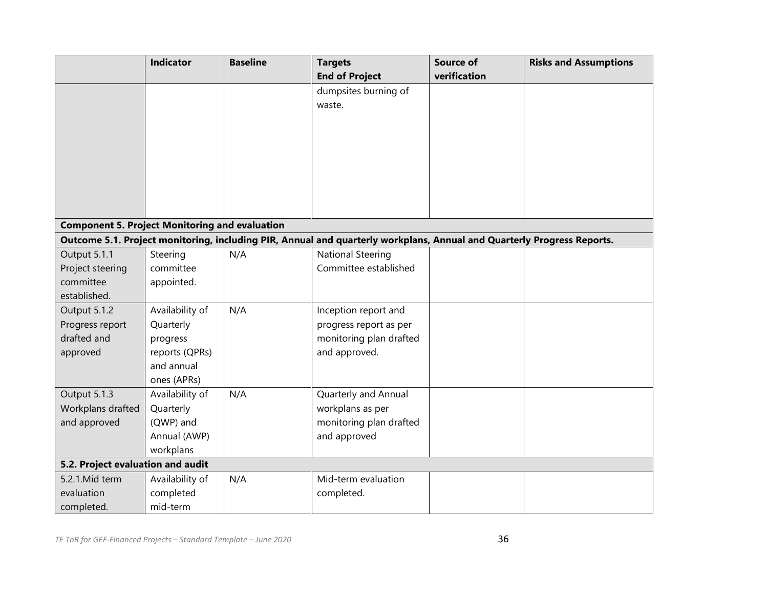| | Indicator | Baseline | Targets<br>End of Project | Source of verification | Risks and Assumptions |
|---|---|---|---|---|---|
| | | | dumpsites burning of waste. | | |
| **Component 5. Project Monitoring and evaluation** | | | | | |
| **Outcome 5.1. Project monitoring, including PIR, Annual and quarterly workplans, Annual and Quarterly Progress Reports.** | | | | | |
| Output 5.1.1 Project steering committee established. | Steering committee appointed. | N/A | National Steering Committee established | | |
| Output 5.1.2 Progress report drafted and approved | Availability of Quarterly progress reports (QPRs) and annual ones (APRs) | N/A | Inception report and progress report as per monitoring plan drafted and approved. | | |
| Output 5.1.3 Workplans drafted and approved | Availability of Quarterly (QWP) and Annual (AWP) workplans | N/A | Quarterly and Annual workplans as per monitoring plan drafted and approved | | |
| **5.2. Project evaluation and audit** | | | | | |
| 5.2.1.Mid term evaluation completed. | Availability of completed mid-term | N/A | Mid-term evaluation completed. | | |

*TE ToR for GEF-Financed Projects – Standard Template – June 2020*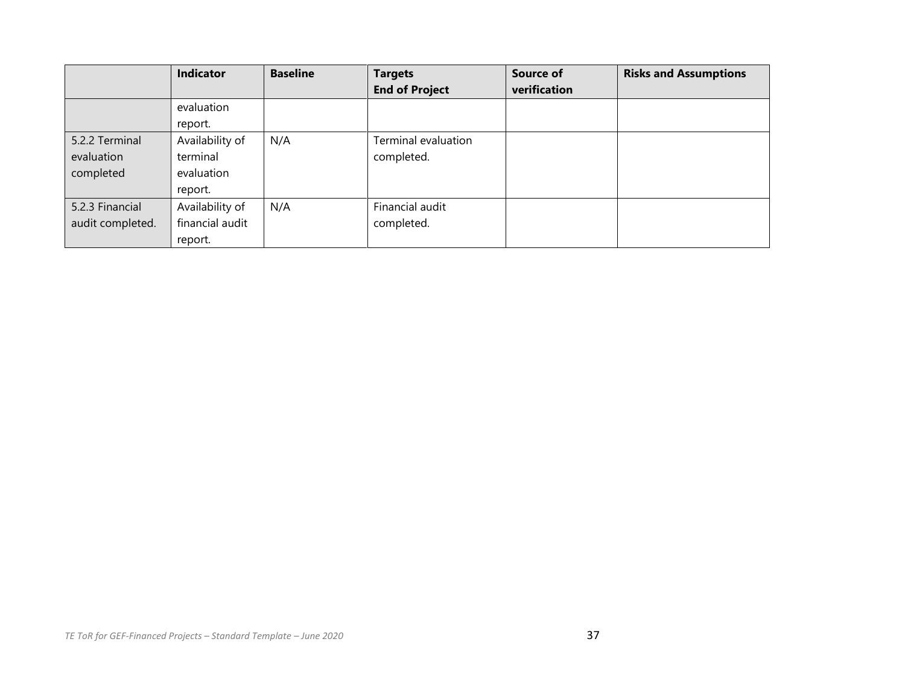| | Indicator | Baseline | Targets End of Project | Source of verification | Risks and Assumptions |
|---|---|---|---|---|---|
| | evaluation report. | | | | |
| 5.2.2 Terminal evaluation completed | Availability of terminal evaluation report. | N/A | Terminal evaluation completed. | | |
| 5.2.3 Financial audit completed. | Availability of financial audit report. | N/A | Financial audit completed. | | |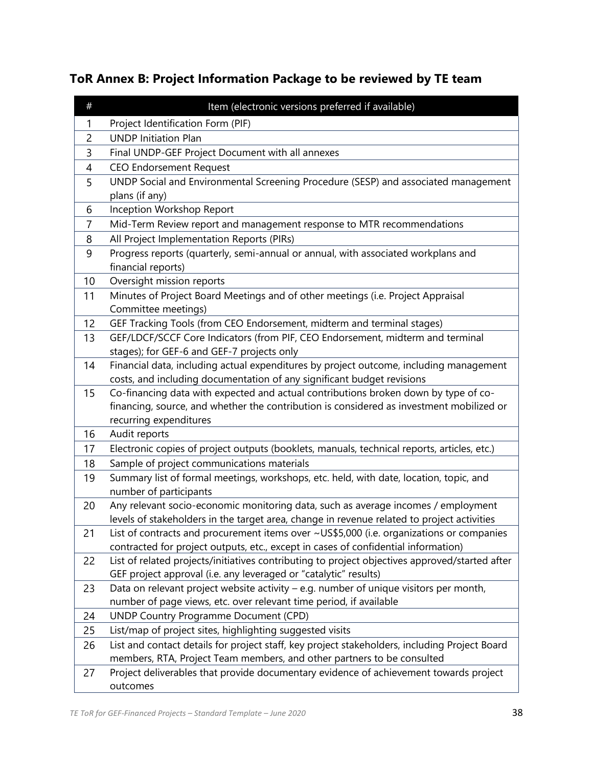## ToR Annex B: Project Information Package to be reviewed by TE team

| # | Item (electronic versions preferred if available) |
|---|---|
| 1 | Project Identification Form (PIF) |
| 2 | UNDP Initiation Plan |
| 3 | Final UNDP-GEF Project Document with all annexes |
| 4 | CEO Endorsement Request |
| 5 | UNDP Social and Environmental Screening Procedure (SESP) and associated management plans (if any) |
| 6 | Inception Workshop Report |
| 7 | Mid-Term Review report and management response to MTR recommendations |
| 8 | All Project Implementation Reports (PIRs) |
| 9 | Progress reports (quarterly, semi-annual or annual, with associated workplans and financial reports) |
| 10 | Oversight mission reports |
| 11 | Minutes of Project Board Meetings and of other meetings (i.e. Project Appraisal Committee meetings) |
| 12 | GEF Tracking Tools (from CEO Endorsement, midterm and terminal stages) |
| 13 | GEF/LDCF/SCCF Core Indicators (from PIF, CEO Endorsement, midterm and terminal stages); for GEF-6 and GEF-7 projects only |
| 14 | Financial data, including actual expenditures by project outcome, including management costs, and including documentation of any significant budget revisions |
| 15 | Co-financing data with expected and actual contributions broken down by type of co-financing, source, and whether the contribution is considered as investment mobilized or recurring expenditures |
| 16 | Audit reports |
| 17 | Electronic copies of project outputs (booklets, manuals, technical reports, articles, etc.) |
| 18 | Sample of project communications materials |
| 19 | Summary list of formal meetings, workshops, etc. held, with date, location, topic, and number of participants |
| 20 | Any relevant socio-economic monitoring data, such as average incomes / employment levels of stakeholders in the target area, change in revenue related to project activities |
| 21 | List of contracts and procurement items over ~US$5,000 (i.e. organizations or companies contracted for project outputs, etc., except in cases of confidential information) |
| 22 | List of related projects/initiatives contributing to project objectives approved/started after GEF project approval (i.e. any leveraged or "catalytic" results) |
| 23 | Data on relevant project website activity – e.g. number of unique visitors per month, number of page views, etc. over relevant time period, if available |
| 24 | UNDP Country Programme Document (CPD) |
| 25 | List/map of project sites, highlighting suggested visits |
| 26 | List and contact details for project staff, key project stakeholders, including Project Board members, RTA, Project Team members, and other partners to be consulted |
| 27 | Project deliverables that provide documentary evidence of achievement towards project outcomes |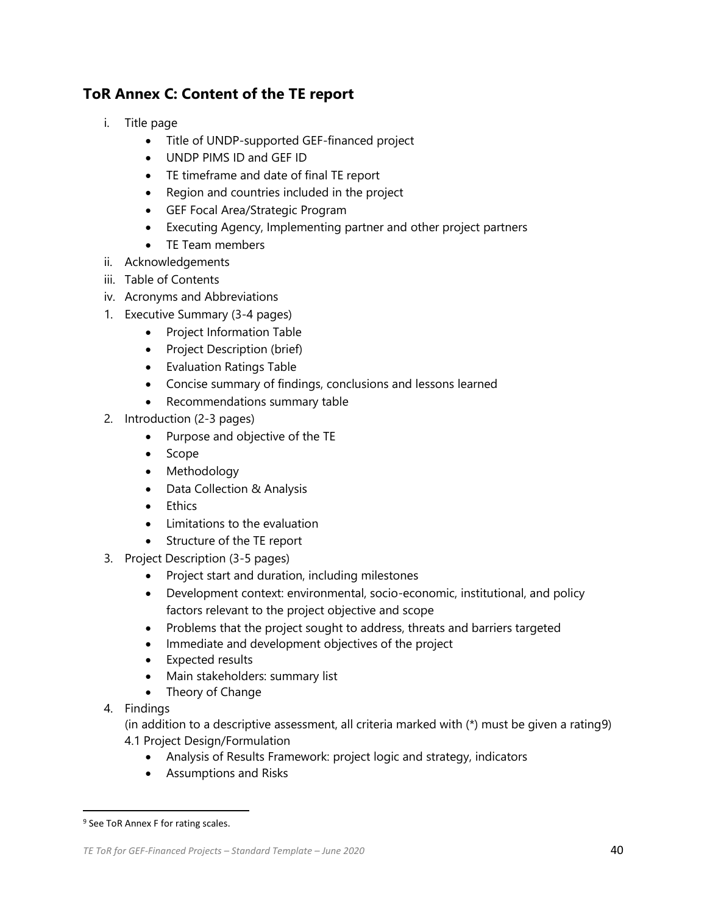## ToR Annex C: Content of the TE report

- i. Title page
  - Title of UNDP-supported GEF-financed project
  - UNDP PIMS ID and GEF ID
  - TE timeframe and date of final TE report
  - Region and countries included in the project
  - GEF Focal Area/Strategic Program
  - Executing Agency, Implementing partner and other project partners
  - TE Team members
- ii. Acknowledgements
- iii. Table of Contents
- iv. Acronyms and Abbreviations

1. Executive Summary (3-4 pages)
   - Project Information Table
   - Project Description (brief)
   - Evaluation Ratings Table
   - Concise summary of findings, conclusions and lessons learned
   - Recommendations summary table
2. Introduction (2-3 pages)
   - Purpose and objective of the TE
   - Scope
   - Methodology
   - Data Collection & Analysis
   - Ethics
   - Limitations to the evaluation
   - Structure of the TE report
3. Project Description (3-5 pages)
   - Project start and duration, including milestones
   - Development context: environmental, socio-economic, institutional, and policy factors relevant to the project objective and scope
   - Problems that the project sought to address, threats and barriers targeted
   - Immediate and development objectives of the project
   - Expected results
   - Main stakeholders: summary list
   - Theory of Change
4. Findings

   (in addition to a descriptive assessment, all criteria marked with (*) must be given a rating[9])

   4.1 Project Design/Formulation
   - Analysis of Results Framework: project logic and strategy, indicators
   - Assumptions and Risks

[9] See ToR Annex F for rating scales.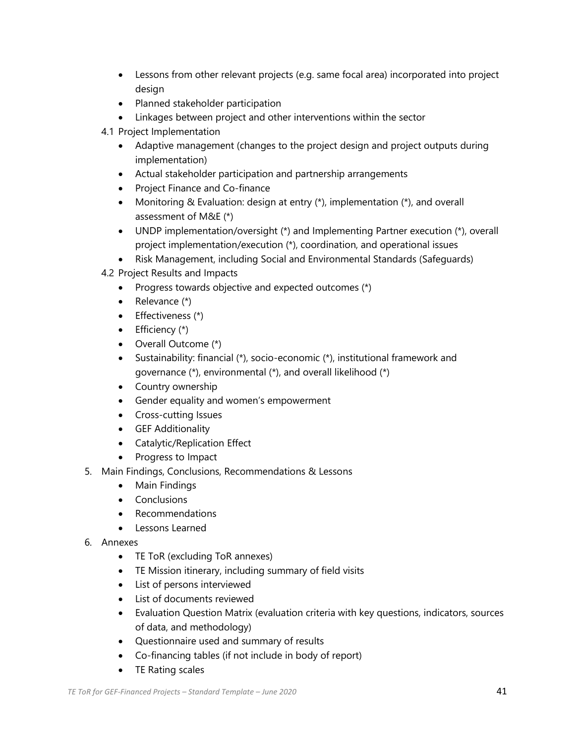- Lessons from other relevant projects (e.g. same focal area) incorporated into project design
    - Planned stakeholder participation
    - Linkages between project and other interventions within the sector
  - 4.1 Project Implementation
    - Adaptive management (changes to the project design and project outputs during implementation)
    - Actual stakeholder participation and partnership arrangements
    - Project Finance and Co-finance
    - Monitoring & Evaluation: design at entry (*), implementation (*), and overall assessment of M&E (*)
    - UNDP implementation/oversight (*) and Implementing Partner execution (*), overall project implementation/execution (*), coordination, and operational issues
    - Risk Management, including Social and Environmental Standards (Safeguards)
  - 4.2 Project Results and Impacts
    - Progress towards objective and expected outcomes (*)
    - Relevance (*)
    - Effectiveness (*)
    - Efficiency (*)
    - Overall Outcome (*)
    - Sustainability: financial (*), socio-economic (*), institutional framework and governance (*), environmental (*), and overall likelihood (*)
    - Country ownership
    - Gender equality and women's empowerment
    - Cross-cutting Issues
    - GEF Additionality
    - Catalytic/Replication Effect
    - Progress to Impact

5. Main Findings, Conclusions, Recommendations & Lessons
    - Main Findings
    - Conclusions
    - Recommendations
    - Lessons Learned
6. Annexes
    - TE ToR (excluding ToR annexes)
    - TE Mission itinerary, including summary of field visits
    - List of persons interviewed
    - List of documents reviewed
    - Evaluation Question Matrix (evaluation criteria with key questions, indicators, sources of data, and methodology)
    - Questionnaire used and summary of results
    - Co-financing tables (if not include in body of report)
    - TE Rating scales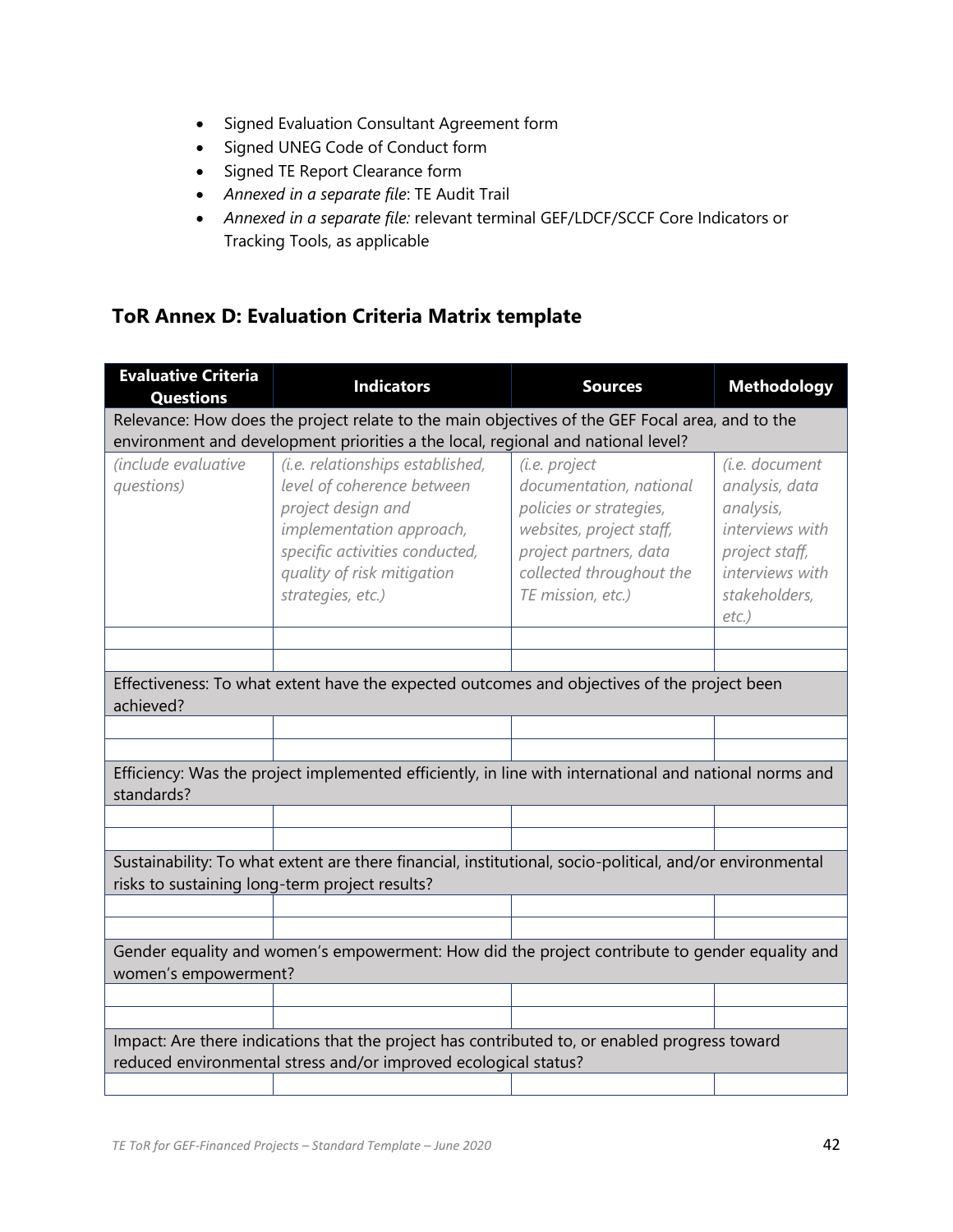- Signed Evaluation Consultant Agreement form
- Signed UNEG Code of Conduct form
- Signed TE Report Clearance form
- *Annexed in a separate file*: TE Audit Trail
- *Annexed in a separate file:* relevant terminal GEF/LDCF/SCCF Core Indicators or Tracking Tools, as applicable

## ToR Annex D: Evaluation Criteria Matrix template

| Evaluative Criteria Questions | Indicators | Sources | Methodology |
|---|---|---|---|
| Relevance: How does the project relate to the main objectives of the GEF Focal area, and to the environment and development priorities a the local, regional and national level? | | | |
| *(include evaluative questions)* | *(i.e. relationships established, level of coherence between project design and implementation approach, specific activities conducted, quality of risk mitigation strategies, etc.)* | *(i.e. project documentation, national policies or strategies, websites, project staff, project partners, data collected throughout the TE mission, etc.)* | *(i.e. document analysis, data analysis, interviews with project staff, interviews with stakeholders, etc.)* |
| | | | |
| | | | |
| Effectiveness: To what extent have the expected outcomes and objectives of the project been achieved? | | | |
| | | | |
| | | | |
| Efficiency: Was the project implemented efficiently, in line with international and national norms and standards? | | | |
| | | | |
| | | | |
| Sustainability: To what extent are there financial, institutional, socio-political, and/or environmental risks to sustaining long-term project results? | | | |
| | | | |
| | | | |
| Gender equality and women's empowerment: How did the project contribute to gender equality and women's empowerment? | | | |
| | | | |
| | | | |
| Impact: Are there indications that the project has contributed to, or enabled progress toward reduced environmental stress and/or improved ecological status? | | | |
| | | | |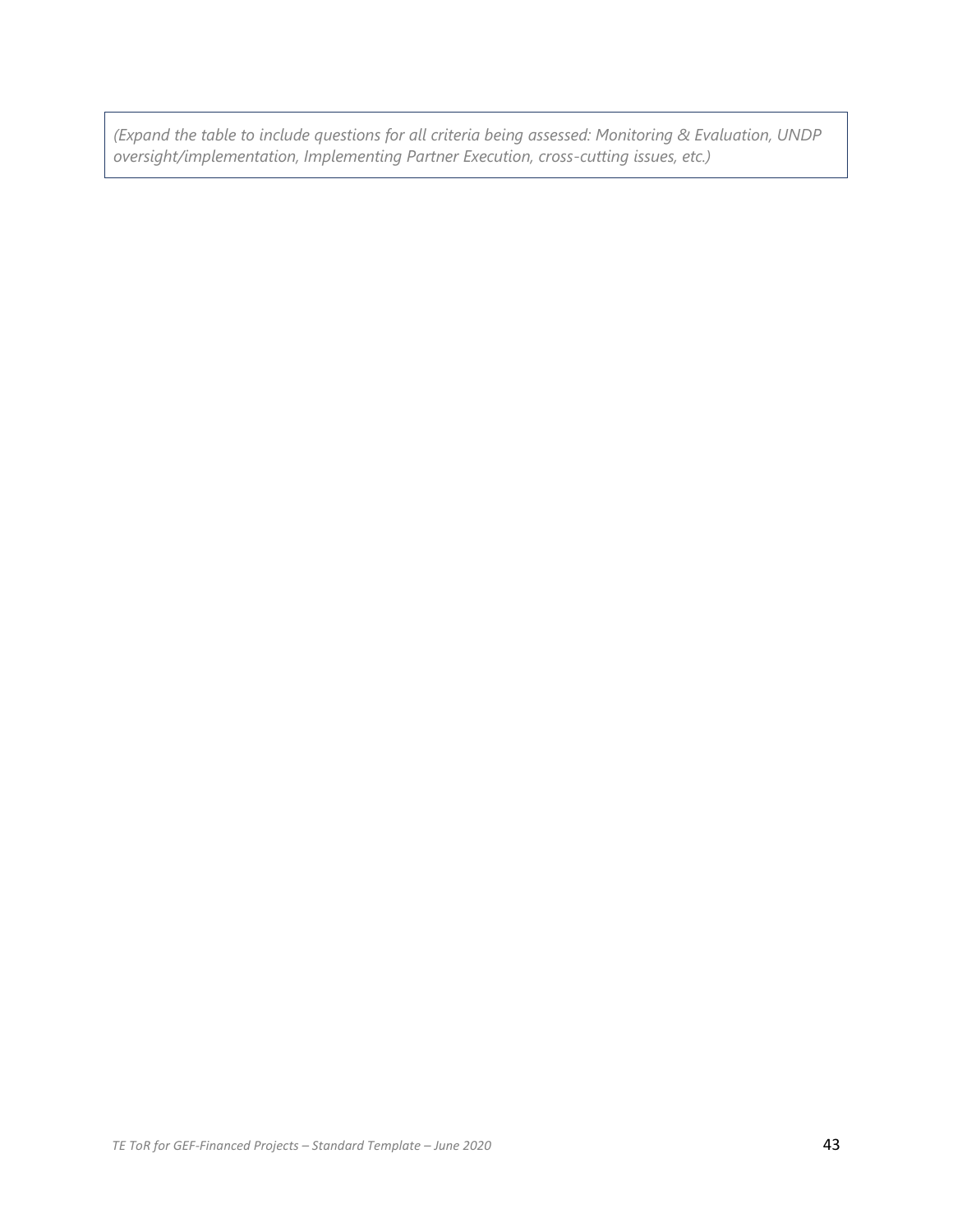*(Expand the table to include questions for all criteria being assessed: Monitoring & Evaluation, UNDP oversight/implementation, Implementing Partner Execution, cross-cutting issues, etc.)*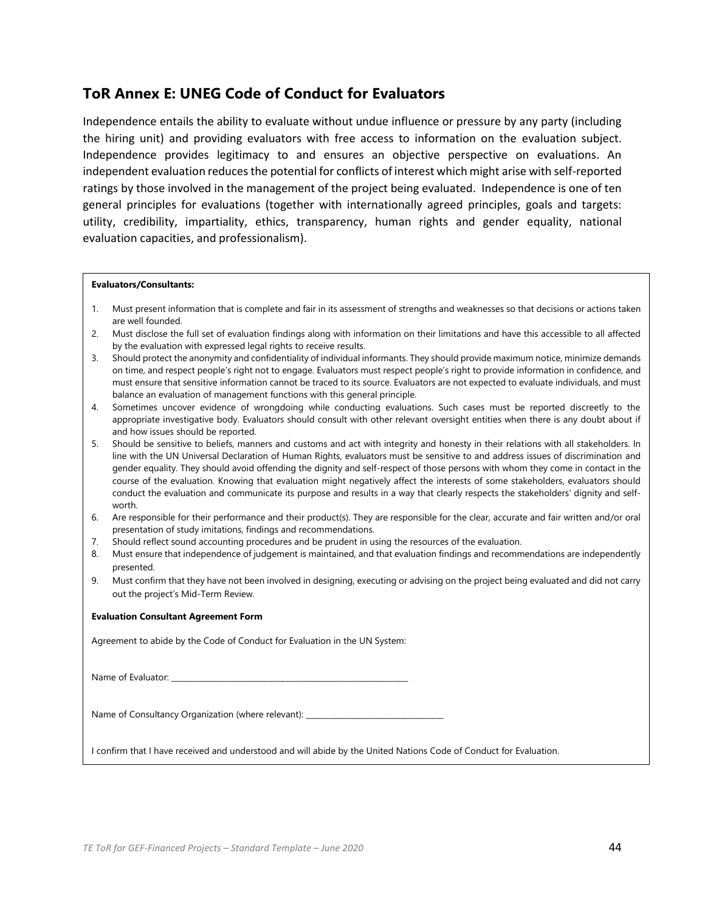## ToR Annex E: UNEG Code of Conduct for Evaluators

Independence entails the ability to evaluate without undue influence or pressure by any party (including the hiring unit) and providing evaluators with free access to information on the evaluation subject. Independence provides legitimacy to and ensures an objective perspective on evaluations. An independent evaluation reduces the potential for conflicts of interest which might arise with self-reported ratings by those involved in the management of the project being evaluated. Independence is one of ten general principles for evaluations (together with internationally agreed principles, goals and targets: utility, credibility, impartiality, ethics, transparency, human rights and gender equality, national evaluation capacities, and professionalism).

**Evaluators/Consultants:**

1. Must present information that is complete and fair in its assessment of strengths and weaknesses so that decisions or actions taken are well founded.
2. Must disclose the full set of evaluation findings along with information on their limitations and have this accessible to all affected by the evaluation with expressed legal rights to receive results.
3. Should protect the anonymity and confidentiality of individual informants. They should provide maximum notice, minimize demands on time, and respect people's right not to engage. Evaluators must respect people's right to provide information in confidence, and must ensure that sensitive information cannot be traced to its source. Evaluators are not expected to evaluate individuals, and must balance an evaluation of management functions with this general principle.
4. Sometimes uncover evidence of wrongdoing while conducting evaluations. Such cases must be reported discreetly to the appropriate investigative body. Evaluators should consult with other relevant oversight entities when there is any doubt about if and how issues should be reported.
5. Should be sensitive to beliefs, manners and customs and act with integrity and honesty in their relations with all stakeholders. In line with the UN Universal Declaration of Human Rights, evaluators must be sensitive to and address issues of discrimination and gender equality. They should avoid offending the dignity and self-respect of those persons with whom they come in contact in the course of the evaluation. Knowing that evaluation might negatively affect the interests of some stakeholders, evaluators should conduct the evaluation and communicate its purpose and results in a way that clearly respects the stakeholders' dignity and self-worth.
6. Are responsible for their performance and their product(s). They are responsible for the clear, accurate and fair written and/or oral presentation of study imitations, findings and recommendations.
7. Should reflect sound accounting procedures and be prudent in using the resources of the evaluation.
8. Must ensure that independence of judgement is maintained, and that evaluation findings and recommendations are independently presented.
9. Must confirm that they have not been involved in designing, executing or advising on the project being evaluated and did not carry out the project's Mid-Term Review.

**Evaluation Consultant Agreement Form**

Agreement to abide by the Code of Conduct for Evaluation in the UN System:

Name of Evaluator: ____________________________________________

Name of Consultancy Organization (where relevant): __________________________

I confirm that I have received and understood and will abide by the United Nations Code of Conduct for Evaluation.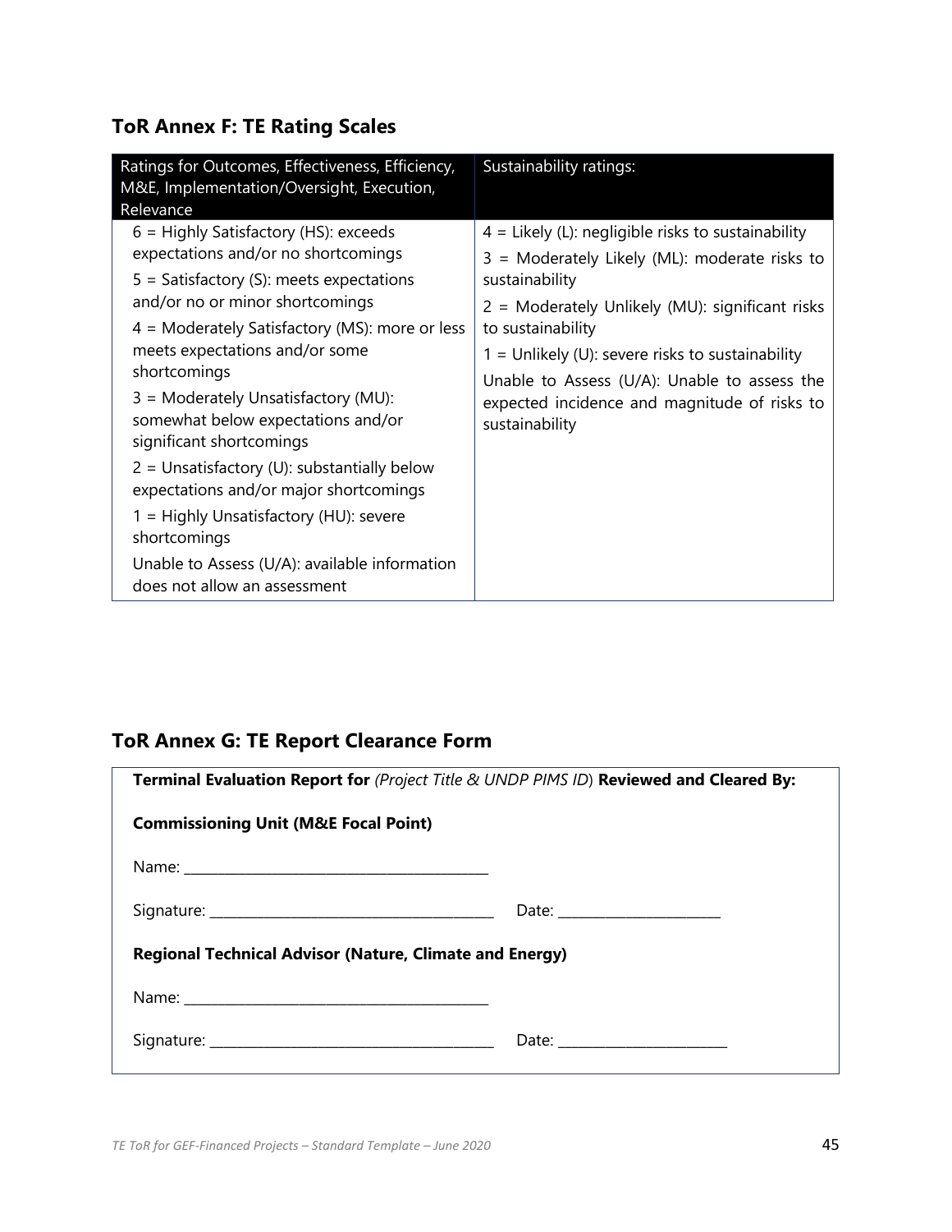## ToR Annex F: TE Rating Scales

| Ratings for Outcomes, Effectiveness, Efficiency, M&E, Implementation/Oversight, Execution, Relevance | Sustainability ratings: |
|---|---|
| 6 = Highly Satisfactory (HS): exceeds expectations and/or no shortcomings<br>5 = Satisfactory (S): meets expectations and/or no or minor shortcomings<br>4 = Moderately Satisfactory (MS): more or less meets expectations and/or some shortcomings<br>3 = Moderately Unsatisfactory (MU): somewhat below expectations and/or significant shortcomings<br>2 = Unsatisfactory (U): substantially below expectations and/or major shortcomings<br>1 = Highly Unsatisfactory (HU): severe shortcomings<br>Unable to Assess (U/A): available information does not allow an assessment | 4 = Likely (L): negligible risks to sustainability<br>3 = Moderately Likely (ML): moderate risks to sustainability<br>2 = Moderately Unlikely (MU): significant risks to sustainability<br>1 = Unlikely (U): severe risks to sustainability<br>Unable to Assess (U/A): Unable to assess the expected incidence and magnitude of risks to sustainability |

## ToR Annex G: TE Report Clearance Form

**Terminal Evaluation Report for** *(Project Title & UNDP PIMS ID)* **Reviewed and Cleared By:**

**Commissioning Unit (M&E Focal Point)**

Name: ________________________________________

Signature: ____________________________________ Date: ______________________

**Regional Technical Advisor (Nature, Climate and Energy)**

Name: ________________________________________

Signature: ____________________________________ Date: ______________________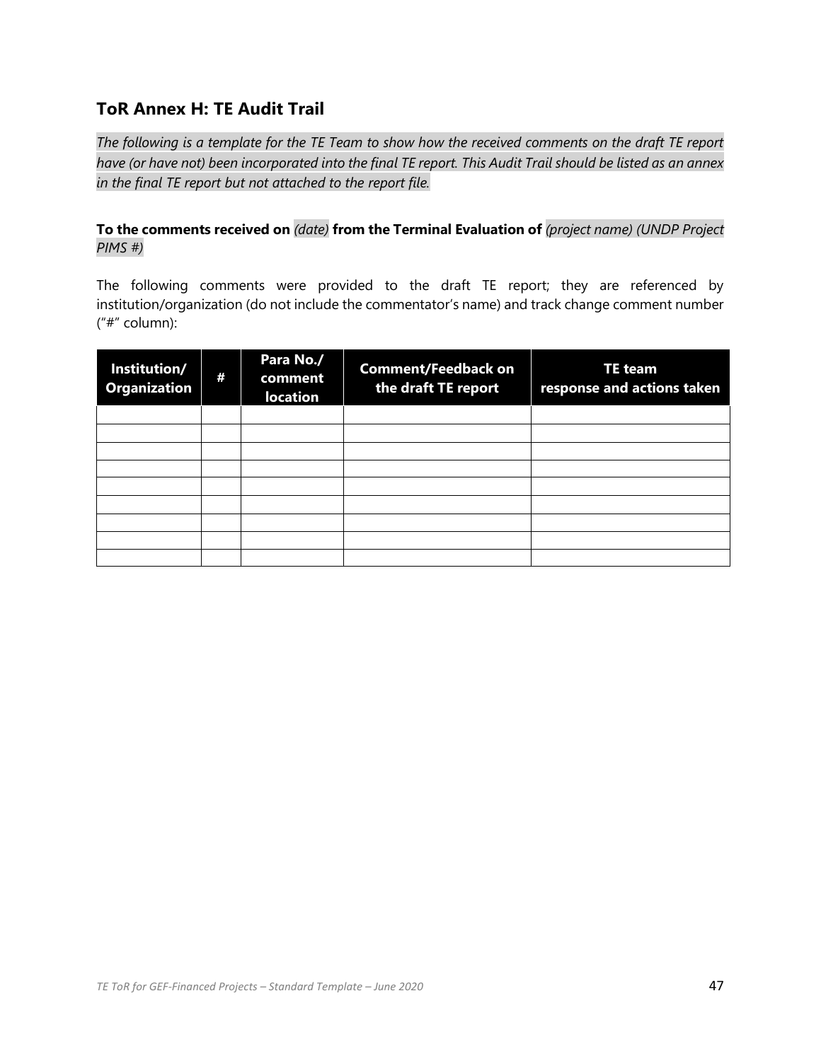## ToR Annex H: TE Audit Trail

*The following is a template for the TE Team to show how the received comments on the draft TE report have (or have not) been incorporated into the final TE report. This Audit Trail should be listed as an annex in the final TE report but not attached to the report file.*

**To the comments received on** *(date)* **from the Terminal Evaluation of** *(project name) (UNDP Project PIMS #)*

The following comments were provided to the draft TE report; they are referenced by institution/organization (do not include the commentator's name) and track change comment number ("#" column):

| Institution/ Organization | # | Para No./ comment location | Comment/Feedback on the draft TE report | TE team response and actions taken |
|---|---|---|---|---|
| | | | | |
| | | | | |
| | | | | |
| | | | | |
| | | | | |
| | | | | |
| | | | | |
| | | | | |
| | | | | |